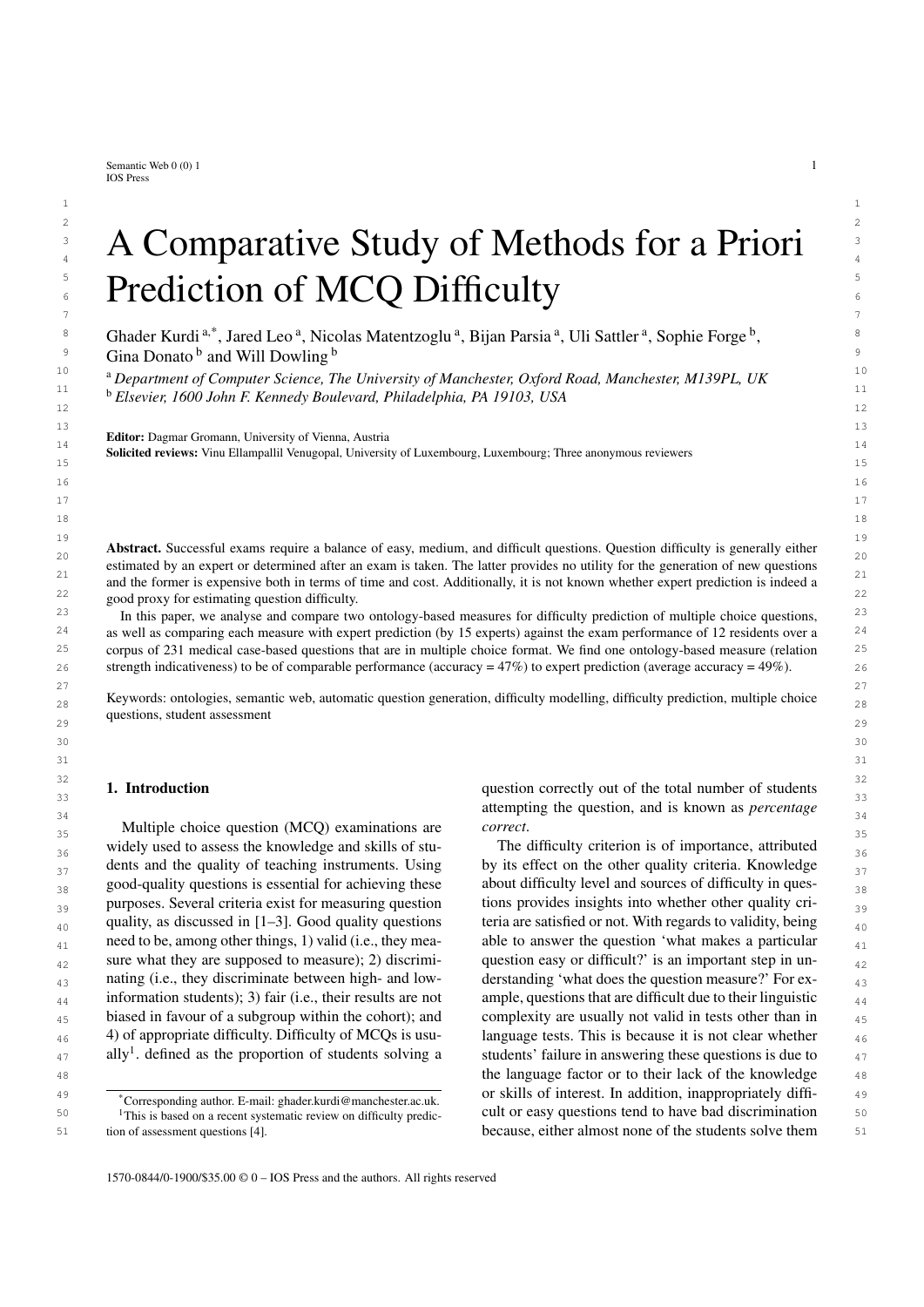// Semantic Web 0 (0) 1
IOS Press

# A Comparative Study of Methods for a Priori Prediction of MCQ Difficulty

Ghader Kurdi [a,*], Jared Leo [a], Nicolas Matentzoglu [a], Bijan Parsia [a], Uli Sattler [a], Sophie Forge [b], Gina Donato [b] and Will Dowling [b]

[a] *Department of Computer Science, The University of Manchester, Oxford Road, Manchester, M139PL, UK*
[b] *Elsevier, 1600 John F. Kennedy Boulevard, Philadelphia, PA 19103, USA*

**Editor:** Dagmar Gromann, University of Vienna, Austria
**Solicited reviews:** Vinu Ellampallil Venugopal, University of Luxembourg, Luxembourg; Three anonymous reviewers

**Abstract.** Successful exams require a balance of easy, medium, and difficult questions. Question difficulty is generally either estimated by an expert or determined after an exam is taken. The latter provides no utility for the generation of new questions and the former is expensive both in terms of time and cost. Additionally, it is not known whether expert prediction is indeed a good proxy for estimating question difficulty.

In this paper, we analyse and compare two ontology-based measures for difficulty prediction of multiple choice questions, as well as comparing each measure with expert prediction (by 15 experts) against the exam performance of 12 residents over a corpus of 231 medical case-based questions that are in multiple choice format. We find one ontology-based measure (relation strength indicativeness) to be of comparable performance (accuracy = 47%) to expert prediction (average accuracy = 49%).

Keywords: ontologies, semantic web, automatic question generation, difficulty modelling, difficulty prediction, multiple choice questions, student assessment

## 1. Introduction

Multiple choice question (MCQ) examinations are widely used to assess the knowledge and skills of students and the quality of teaching instruments. Using good-quality questions is essential for achieving these purposes. Several criteria exist for measuring question quality, as discussed in [1–3]. Good quality questions need to be, among other things, 1) valid (i.e., they measure what they are supposed to measure); 2) discriminating (i.e., they discriminate between high- and low-information students); 3) fair (i.e., their results are not biased in favour of a subgroup within the cohort); and 4) of appropriate difficulty. Difficulty of MCQs is usually[1]. defined as the proportion of students solving a question correctly out of the total number of students attempting the question, and is known as *percentage correct*.

The difficulty criterion is of importance, attributed by its effect on the other quality criteria. Knowledge about difficulty level and sources of difficulty in questions provides insights into whether other quality criteria are satisfied or not. With regards to validity, being able to answer the question 'what makes a particular question easy or difficult?' is an important step in understanding 'what does the question measure?' For example, questions that are difficult due to their linguistic complexity are usually not valid in tests other than in language tests. This is because it is not clear whether students' failure in answering these questions is due to the language factor or to their lack of the knowledge or skills of interest. In addition, inappropriately difficult or easy questions tend to have bad discrimination because, either almost none of the students solve them

*Corresponding author. E-mail: ghader.kurdi@manchester.ac.uk.
[1]This is based on a recent systematic review on difficulty prediction of assessment questions [4].

1570-0844/0-1900/$35.00 © 0 – IOS Press and the authors. All rights reserved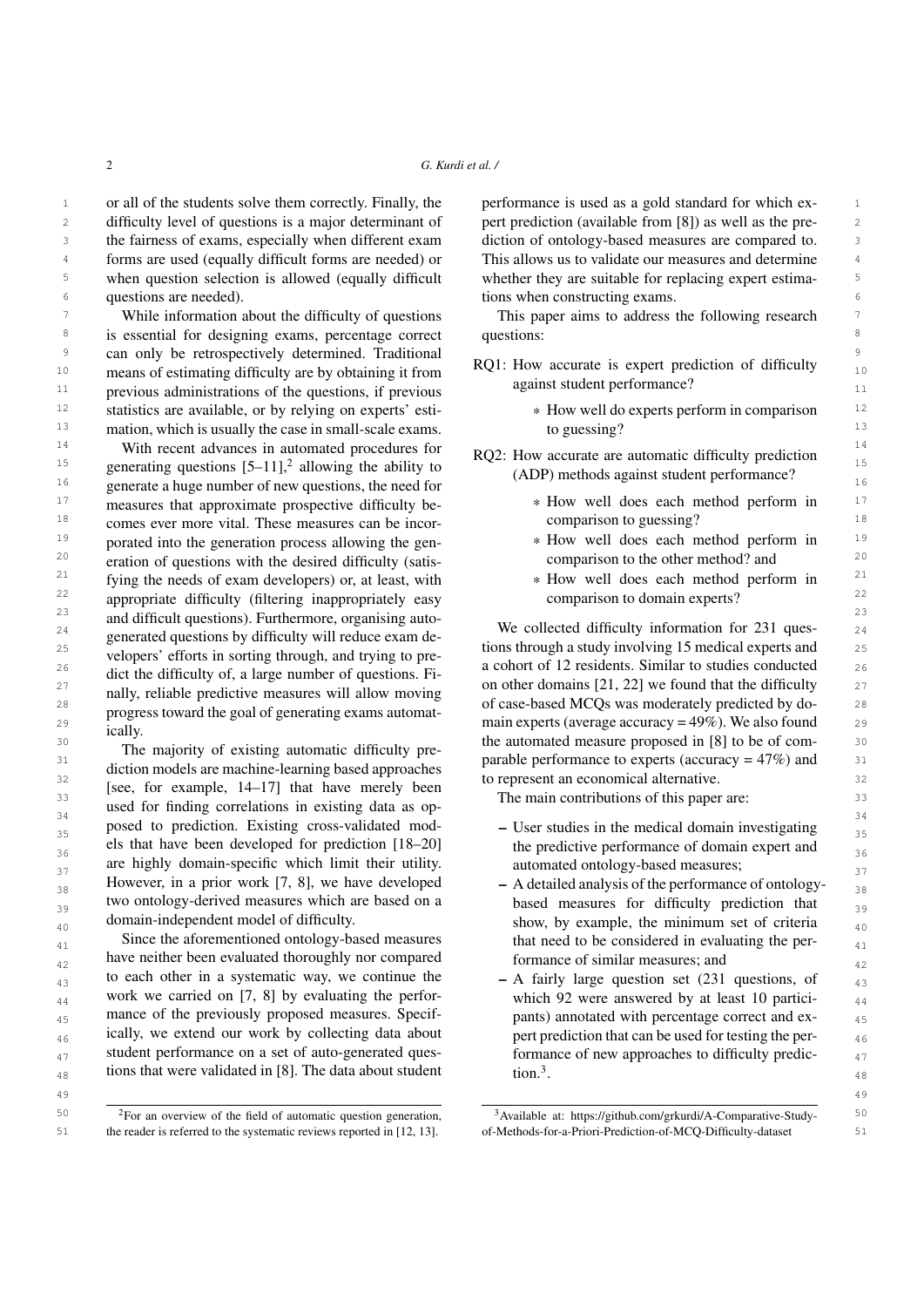or all of the students solve them correctly. Finally, the difficulty level of questions is a major determinant of the fairness of exams, especially when different exam forms are used (equally difficult forms are needed) or when question selection is allowed (equally difficult questions are needed).

While information about the difficulty of questions is essential for designing exams, percentage correct can only be retrospectively determined. Traditional means of estimating difficulty are by obtaining it from previous administrations of the questions, if previous statistics are available, or by relying on experts' estimation, which is usually the case in small-scale exams.

With recent advances in automated procedures for generating questions [5–11],[2] allowing the ability to generate a huge number of new questions, the need for measures that approximate prospective difficulty becomes ever more vital. These measures can be incorporated into the generation process allowing the generation of questions with the desired difficulty (satisfying the needs of exam developers) or, at least, with appropriate difficulty (filtering inappropriately easy and difficult questions). Furthermore, organising auto-generated questions by difficulty will reduce exam developers' efforts in sorting through, and trying to predict the difficulty of, a large number of questions. Finally, reliable predictive measures will allow moving progress toward the goal of generating exams automatically.

The majority of existing automatic difficulty prediction models are machine-learning based approaches [see, for example, 14–17] that have merely been used for finding correlations in existing data as opposed to prediction. Existing cross-validated models that have been developed for prediction [18–20] are highly domain-specific which limit their utility. However, in a prior work [7, 8], we have developed two ontology-derived measures which are based on a domain-independent model of difficulty.

Since the aforementioned ontology-based measures have neither been evaluated thoroughly nor compared to each other in a systematic way, we continue the work we carried on [7, 8] by evaluating the performance of the previously proposed measures. Specifically, we extend our work by collecting data about student performance on a set of auto-generated questions that were validated in [8]. The data about student performance is used as a gold standard for which expert prediction (available from [8]) as well as the prediction of ontology-based measures are compared to. This allows us to validate our measures and determine whether they are suitable for replacing expert estimations when constructing exams.

This paper aims to address the following research questions:

RQ1: How accurate is expert prediction of difficulty against student performance?

- How well do experts perform in comparison to guessing?

RQ2: How accurate are automatic difficulty prediction (ADP) methods against student performance?

- How well does each method perform in comparison to guessing?
- How well does each method perform in comparison to the other method? and
- How well does each method perform in comparison to domain experts?

We collected difficulty information for 231 questions through a study involving 15 medical experts and a cohort of 12 residents. Similar to studies conducted on other domains [21, 22] we found that the difficulty of case-based MCQs was moderately predicted by domain experts (average accuracy = 49%). We also found the automated measure proposed in [8] to be of comparable performance to experts (accuracy = 47%) and to represent an economical alternative.

The main contributions of this paper are:

- User studies in the medical domain investigating the predictive performance of domain expert and automated ontology-based measures;
- A detailed analysis of the performance of ontology-based measures for difficulty prediction that show, by example, the minimum set of criteria that need to be considered in evaluating the performance of similar measures; and
- A fairly large question set (231 questions, of which 92 were answered by at least 10 participants) annotated with percentage correct and expert prediction that can be used for testing the performance of new approaches to difficulty prediction.[3].

[2]For an overview of the field of automatic question generation, the reader is referred to the systematic reviews reported in [12, 13].

[3]Available at: https://github.com/grkurdi/A-Comparative-Study-of-Methods-for-a-Priori-Prediction-of-MCQ-Difficulty-dataset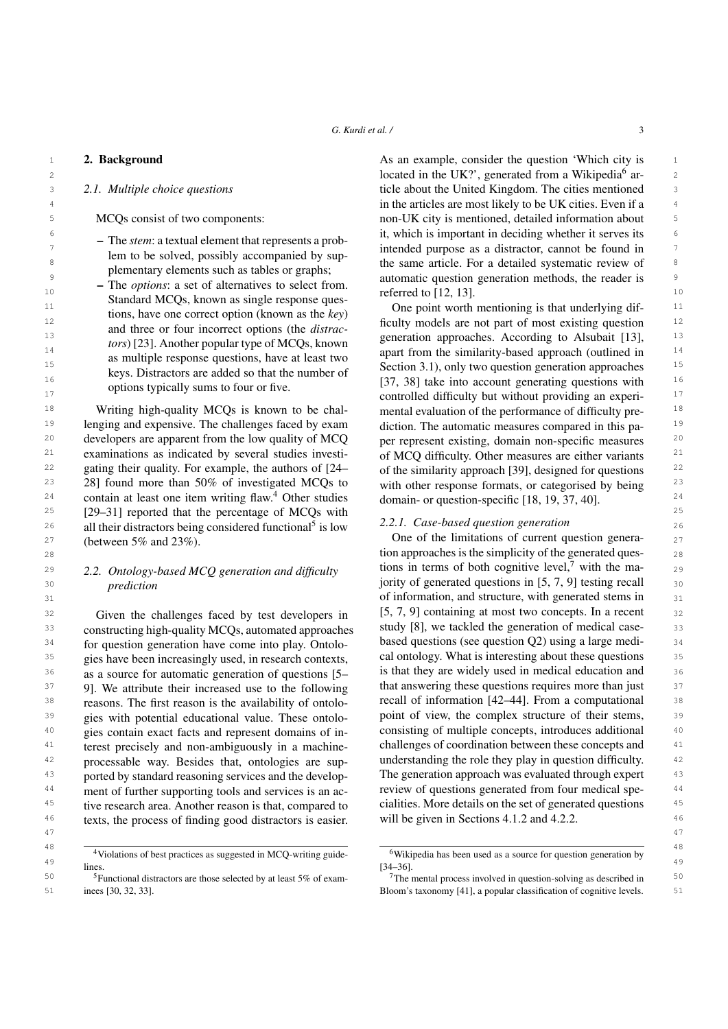## 2. Background

### 2.1. Multiple choice questions

MCQs consist of two components:

- The *stem*: a textual element that represents a problem to be solved, possibly accompanied by supplementary elements such as tables or graphs;
- The *options*: a set of alternatives to select from. Standard MCQs, known as single response questions, have one correct option (known as the *key*) and three or four incorrect options (the *distractors*) [23]. Another popular type of MCQs, known as multiple response questions, have at least two keys. Distractors are added so that the number of options typically sums to four or five.

Writing high-quality MCQs is known to be challenging and expensive. The challenges faced by exam developers are apparent from the low quality of MCQ examinations as indicated by several studies investigating their quality. For example, the authors of [24–28] found more than 50% of investigated MCQs to contain at least one item writing flaw.[4] Other studies [29–31] reported that the percentage of MCQs with all their distractors being considered functional[5] is low (between 5% and 23%).

### 2.2. Ontology-based MCQ generation and difficulty prediction

Given the challenges faced by test developers in constructing high-quality MCQs, automated approaches for question generation have come into play. Ontologies have been increasingly used, in research contexts, as a source for automatic generation of questions [5–9]. We attribute their increased use to the following reasons. The first reason is the availability of ontologies with potential educational value. These ontologies contain exact facts and represent domains of interest precisely and non-ambiguously in a machine-processable way. Besides that, ontologies are supported by standard reasoning services and the development of further supporting tools and services is an active research area. Another reason is that, compared to texts, the process of finding good distractors is easier. As an example, consider the question 'Which city is located in the UK?', generated from a Wikipedia[6] article about the United Kingdom. The cities mentioned in the articles are most likely to be UK cities. Even if a non-UK city is mentioned, detailed information about it, which is important in deciding whether it serves its intended purpose as a distractor, cannot be found in the same article. For a detailed systematic review of automatic question generation methods, the reader is referred to [12, 13].

One point worth mentioning is that underlying difficulty models are not part of most existing question generation approaches. According to Alsubait [13], apart from the similarity-based approach (outlined in Section 3.1), only two question generation approaches [37, 38] take into account generating questions with controlled difficulty but without providing an experimental evaluation of the performance of difficulty prediction. The automatic measures compared in this paper represent existing, domain non-specific measures of MCQ difficulty. Other measures are either variants of the similarity approach [39], designed for questions with other response formats, or categorised by being domain- or question-specific [18, 19, 37, 40].

#### 2.2.1. Case-based question generation

One of the limitations of current question generation approaches is the simplicity of the generated questions in terms of both cognitive level,[7] with the majority of generated questions in [5, 7, 9] testing recall of information, and structure, with generated stems in [5, 7, 9] containing at most two concepts. In a recent study [8], we tackled the generation of medical case-based questions (see question Q2) using a large medical ontology. What is interesting about these questions is that they are widely used in medical education and that answering these questions requires more than just recall of information [42–44]. From a computational point of view, the complex structure of their stems, consisting of multiple concepts, introduces additional challenges of coordination between these concepts and understanding the role they play in question difficulty. The generation approach was evaluated through expert review of questions generated from four medical specialities. More details on the set of generated questions will be given in Sections 4.1.2 and 4.2.2.

---

[4] Violations of best practices as suggested in MCQ-writing guidelines.

[5] Functional distractors are those selected by at least 5% of examinees [30, 32, 33].

[6] Wikipedia has been used as a source for question generation by [34–36].

[7] The mental process involved in question-solving as described in Bloom's taxonomy [41], a popular classification of cognitive levels.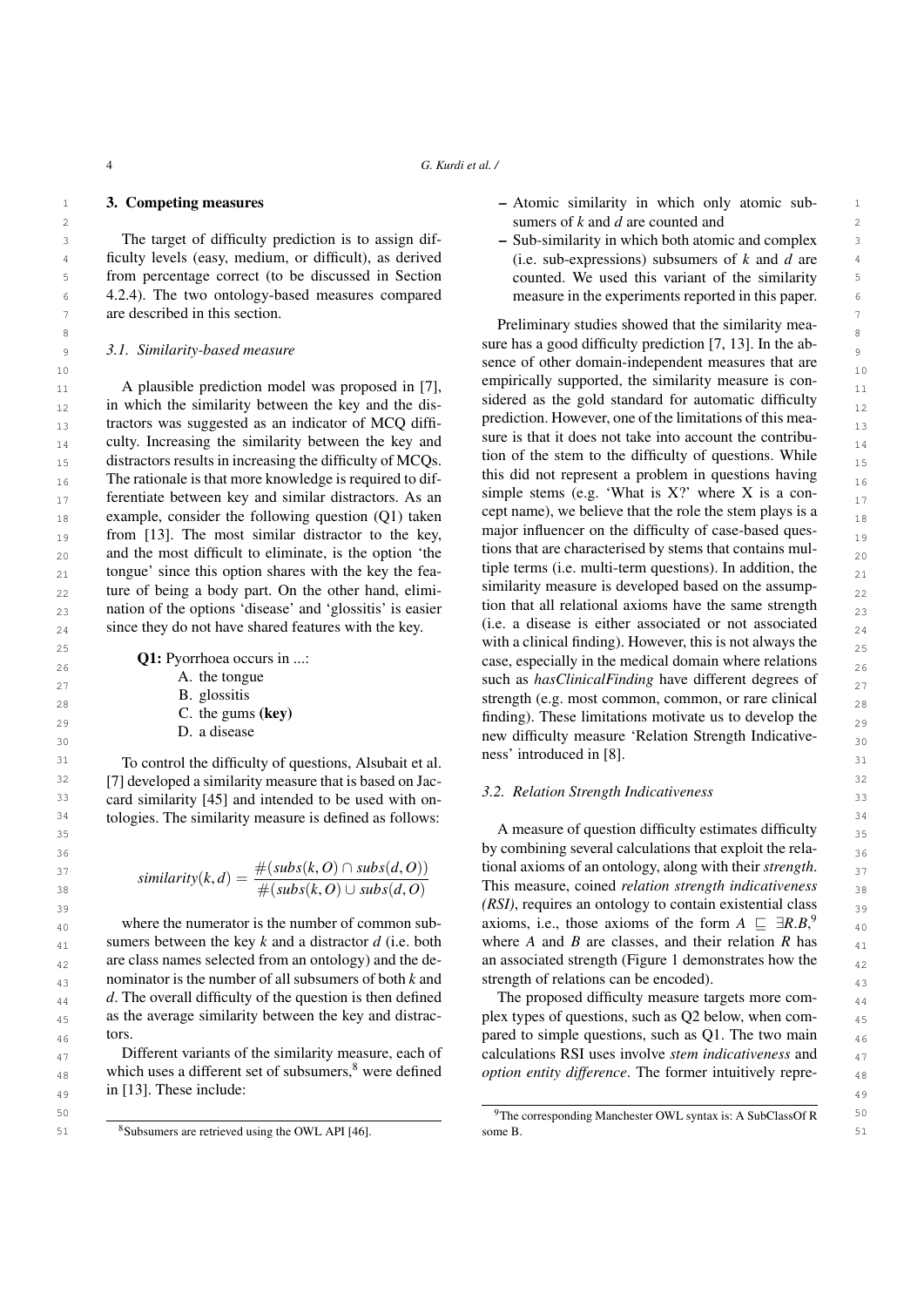## 3. Competing measures

The target of difficulty prediction is to assign difficulty levels (easy, medium, or difficult), as derived from percentage correct (to be discussed in Section 4.2.4). The two ontology-based measures compared are described in this section.

### 3.1. Similarity-based measure

A plausible prediction model was proposed in [7], in which the similarity between the key and the distractors was suggested as an indicator of MCQ difficulty. Increasing the similarity between the key and distractors results in increasing the difficulty of MCQs. The rationale is that more knowledge is required to differentiate between key and similar distractors. As an example, consider the following question (Q1) taken from [13]. The most similar distractor to the key, and the most difficult to eliminate, is the option 'the tongue' since this option shares with the key the feature of being a body part. On the other hand, elimination of the options 'disease' and 'glossitis' is easier since they do not have shared features with the key.

**Q1:** Pyorrhoea occurs in ...:

A. the tongue
B. glossitis
C. the gums **(key)**
D. a disease

To control the difficulty of questions, Alsubait et al. [7] developed a similarity measure that is based on Jaccard similarity [45] and intended to be used with ontologies. The similarity measure is defined as follows:

$$similarity(k,d) = \frac{\#(subs(k,O) \cap subs(d,O))}{\#(subs(k,O) \cup subs(d,O)}$$

where the numerator is the number of common subsumers between the key $k$ and a distractor $d$ (i.e. both are class names selected from an ontology) and the denominator is the number of all subsumers of both $k$ and $d$. The overall difficulty of the question is then defined as the average similarity between the key and distractors.

Different variants of the similarity measure, each of which uses a different set of subsumers,[8] were defined in [13]. These include:

- Atomic similarity in which only atomic subsumers of $k$ and $d$ are counted and
- Sub-similarity in which both atomic and complex (i.e. sub-expressions) subsumers of $k$ and $d$ are counted. We used this variant of the similarity measure in the experiments reported in this paper.

Preliminary studies showed that the similarity measure has a good difficulty prediction [7, 13]. In the absence of other domain-independent measures that are empirically supported, the similarity measure is considered as the gold standard for automatic difficulty prediction. However, one of the limitations of this measure is that it does not take into account the contribution of the stem to the difficulty of questions. While this did not represent a problem in questions having simple stems (e.g. 'What is X?' where X is a concept name), we believe that the role the stem plays is a major influencer on the difficulty of case-based questions that are characterised by stems that contains multiple terms (i.e. multi-term questions). In addition, the similarity measure is developed based on the assumption that all relational axioms have the same strength (i.e. a disease is either associated or not associated with a clinical finding). However, this is not always the case, especially in the medical domain where relations such as *hasClinicalFinding* have different degrees of strength (e.g. most common, common, or rare clinical finding). These limitations motivate us to develop the new difficulty measure 'Relation Strength Indicativeness' introduced in [8].

### 3.2. Relation Strength Indicativeness

A measure of question difficulty estimates difficulty by combining several calculations that exploit the relational axioms of an ontology, along with their *strength*. This measure, coined *relation strength indicativeness (RSI)*, requires an ontology to contain existential class axioms, i.e., those axioms of the form $A \sqsubseteq \exists R.B$,[9] where $A$ and $B$ are classes, and their relation $R$ has an associated strength (Figure 1 demonstrates how the strength of relations can be encoded).

The proposed difficulty measure targets more complex types of questions, such as Q2 below, when compared to simple questions, such as Q1. The two main calculations RSI uses involve *stem indicativeness* and *option entity difference*. The former intuitively repre-

[8] Subsumers are retrieved using the OWL API [46].

[9] The corresponding Manchester OWL syntax is: A SubClassOf R some B.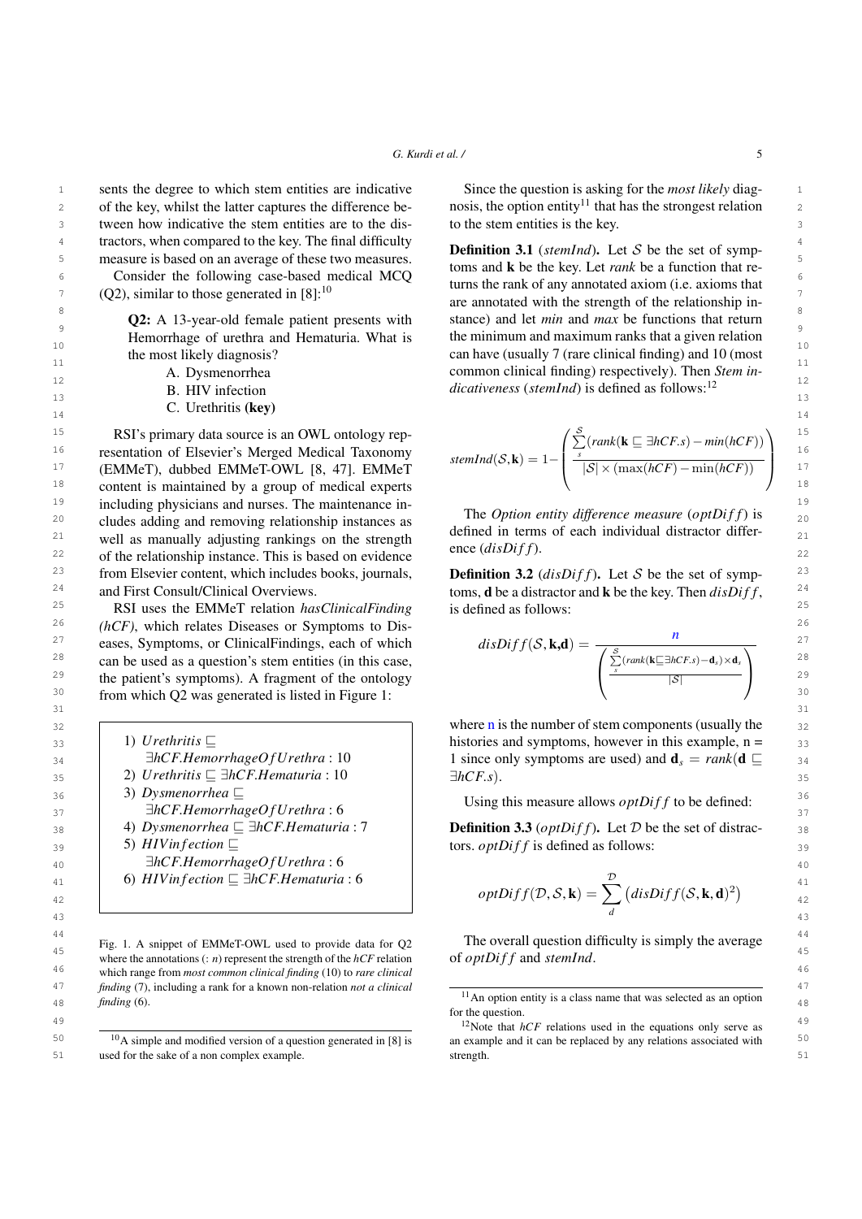sents the degree to which stem entities are indicative of the key, whilst the latter captures the difference between how indicative the stem entities are to the distractors, when compared to the key. The final difficulty measure is based on an average of these two measures.

Consider the following case-based medical MCQ (Q2), similar to those generated in [8]:[10]

> **Q2:** A 13-year-old female patient presents with Hemorrhage of urethra and Hematuria. What is the most likely diagnosis?
>
> A. Dysmenorrhea
>
> B. HIV infection
>
> C. Urethritis **(key)**

RSI's primary data source is an OWL ontology representation of Elsevier's Merged Medical Taxonomy (EMMeT), dubbed EMMeT-OWL [8, 47]. EMMeT content is maintained by a group of medical experts including physicians and nurses. The maintenance includes adding and removing relationship instances as well as manually adjusting rankings on the strength of the relationship instance. This is based on evidence from Elsevier content, which includes books, journals, and First Consult/Clinical Overviews.

RSI uses the EMMeT relation *hasClinicalFinding (hCF)*, which relates Diseases or Symptoms to Diseases, Symptoms, or ClinicalFindings, each of which can be used as a question's stem entities (in this case, the patient's symptoms). A fragment of the ontology from which Q2 was generated is listed in Figure 1:

1) $Urethritis \sqsubseteq \exists hCF.HemorrhageOfUrethra : 10$
2) $Urethritis \sqsubseteq \exists hCF.Hematuria : 10$
3) $Dysmenorrhea \sqsubseteq \exists hCF.HemorrhageOfUrethra : 6$
4) $Dysmenorrhea \sqsubseteq \exists hCF.Hematuria : 7$
5) $HIVinfection \sqsubseteq \exists hCF.HemorrhageOfUrethra : 6$
6) $HIVinfection \sqsubseteq \exists hCF.Hematuria : 6$

Fig. 1. A snippet of EMMeT-OWL used to provide data for Q2 where the annotations (: *n*) represent the strength of the *hCF* relation which range from *most common clinical finding* (10) to *rare clinical finding* (7), including a rank for a known non-relation *not a clinical finding* (6).

Since the question is asking for the *most likely* diagnosis, the option entity[11] that has the strongest relation to the stem entities is the key.

**Definition 3.1** (*stemInd*)**.** Let $\mathcal{S}$ be the set of symptoms and $\mathbf{k}$ be the key. Let *rank* be a function that returns the rank of any annotated axiom (i.e. axioms that are annotated with the strength of the relationship instance) and let *min* and *max* be functions that return the minimum and maximum ranks that a given relation can have (usually 7 (rare clinical finding) and 10 (most common clinical finding) respectively). Then *Stem indicativeness* (*stemInd*) is defined as follows:[12]

$$stemInd(\mathcal{S},\mathbf{k}) = 1 - \left( \frac{\sum_{s}^{\mathcal{S}} (rank(\mathbf{k} \sqsubseteq \exists hCF.s) - min(hCF))}{|\mathcal{S}| \times (\max(hCF) - \min(hCF))} \right)$$

The *Option entity difference measure* ($optDiff$) is defined in terms of each individual distractor difference ($disDiff$).

**Definition 3.2** ($disDiff$)**.** Let $\mathcal{S}$ be the set of symptoms, $\mathbf{d}$ be a distractor and $\mathbf{k}$ be the key. Then $disDiff$, is defined as follows:

$$disDiff(\mathcal{S},\mathbf{k},\mathbf{d}) = \frac{n}{\left( \frac{\sum_{s}^{\mathcal{S}} (rank(\mathbf{k} \sqsubseteq \exists hCF.s) - \mathbf{d}_s) \times \mathbf{d}_s}{|\mathcal{S}|} \right)}$$

where n is the number of stem components (usually the histories and symptoms, however in this example, n = 1 since only symptoms are used) and $\mathbf{d}_s = rank(\mathbf{d} \sqsubseteq \exists hCF.s)$.

Using this measure allows $optDiff$ to be defined:

**Definition 3.3** ($optDiff$)**.** Let $\mathcal{D}$ be the set of distractors. $optDiff$ is defined as follows:

$$optDiff(\mathcal{D},\mathcal{S},\mathbf{k}) = \sum_{d}^{\mathcal{D}} \left( disDiff(\mathcal{S},\mathbf{k},\mathbf{d})^2 \right)$$

The overall question difficulty is simply the average of $optDiff$ and $stemInd$.

[10] A simple and modified version of a question generated in [8] is used for the sake of a non complex example.

[11] An option entity is a class name that was selected as an option for the question.

[12] Note that *hCF* relations used in the equations only serve as an example and it can be replaced by any relations associated with strength.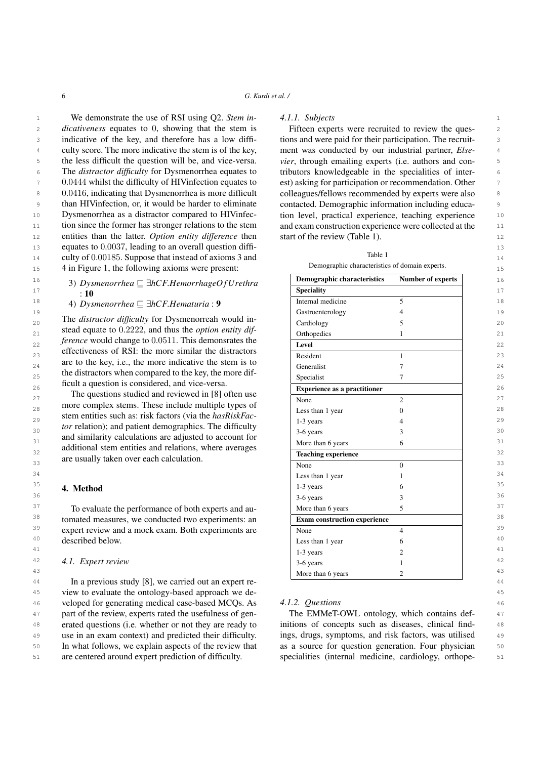We demonstrate the use of RSI using Q2. *Stem indicativeness* equates to 0, showing that the stem is indicative of the key, and therefore has a low difficulty score. The more indicative the stem is of the key, the less difficult the question will be, and vice-versa. The *distractor difficulty* for Dysmenorrhea equates to 0.0444 whilst the difficulty of HIVinfection equates to 0.0416, indicating that Dysmenorrhea is more difficult than HIVinfection, or, it would be harder to eliminate Dysmenorrhea as a distractor compared to HIVinfection since the former has stronger relations to the stem entities than the latter. *Option entity difference* then equates to 0.0037, leading to an overall question difficulty of 0.00185. Suppose that instead of axioms 3 and 4 in Figure 1, the following axioms were present:

3) $Dysmenorrhea \sqsubseteq \exists hCF.HemorrhageOfUrethra$ : **10**

4) $Dysmenorrhea \sqsubseteq \exists hCF.Hematuria$ : **9**

The *distractor difficulty* for Dysmenorreah would instead equate to 0.2222, and thus the *option entity difference* would change to 0.0511. This demonsrates the effectiveness of RSI: the more similar the distractors are to the key, i.e., the more indicative the stem is to the distractors when compared to the key, the more difficult a question is considered, and vice-versa.

The questions studied and reviewed in [8] often use more complex stems. These include multiple types of stem entities such as: risk factors (via the *hasRiskFactor* relation); and patient demographics. The difficulty and similarity calculations are adjusted to account for additional stem entities and relations, where averages are usually taken over each calculation.

## 4. Method

To evaluate the performance of both experts and automated measures, we conducted two experiments: an expert review and a mock exam. Both experiments are described below.

### 4.1. Expert review

In a previous study [8], we carried out an expert review to evaluate the ontology-based approach we developed for generating medical case-based MCQs. As part of the review, experts rated the usefulness of generated questions (i.e. whether or not they are ready to use in an exam context) and predicted their difficulty. In what follows, we explain aspects of the review that are centered around expert prediction of difficulty.

#### 4.1.1. Subjects

Fifteen experts were recruited to review the questions and were paid for their participation. The recruitment was conducted by our industrial partner, *Elsevier*, through emailing experts (i.e. authors and contributors knowledgeable in the specialities of interest) asking for participation or recommendation. Other colleagues/fellows recommended by experts were also contacted. Demographic information including education level, practical experience, teaching experience and exam construction experience were collected at the start of the review (Table 1).

Table 1

Demographic characteristics of domain experts.

| Demographic characteristics | Number of experts |
|---|---|
| **Speciality** | |
| Internal medicine | 5 |
| Gastroenterology | 4 |
| Cardiology | 5 |
| Orthopedics | 1 |
| **Level** | |
| Resident | 1 |
| Generalist | 7 |
| Specialist | 7 |
| **Experience as a practitioner** | |
| None | 2 |
| Less than 1 year | 0 |
| 1-3 years | 4 |
| 3-6 years | 3 |
| More than 6 years | 6 |
| **Teaching experience** | |
| None | 0 |
| Less than 1 year | 1 |
| 1-3 years | 6 |
| 3-6 years | 3 |
| More than 6 years | 5 |
| **Exam construction experience** | |
| None | 4 |
| Less than 1 year | 6 |
| 1-3 years | 2 |
| 3-6 years | 1 |
| More than 6 years | 2 |

#### 4.1.2. Questions

The EMMeT-OWL ontology, which contains definitions of concepts such as diseases, clinical findings, drugs, symptoms, and risk factors, was utilised as a source for question generation. Four physician specialities (internal medicine, cardiology, orthope-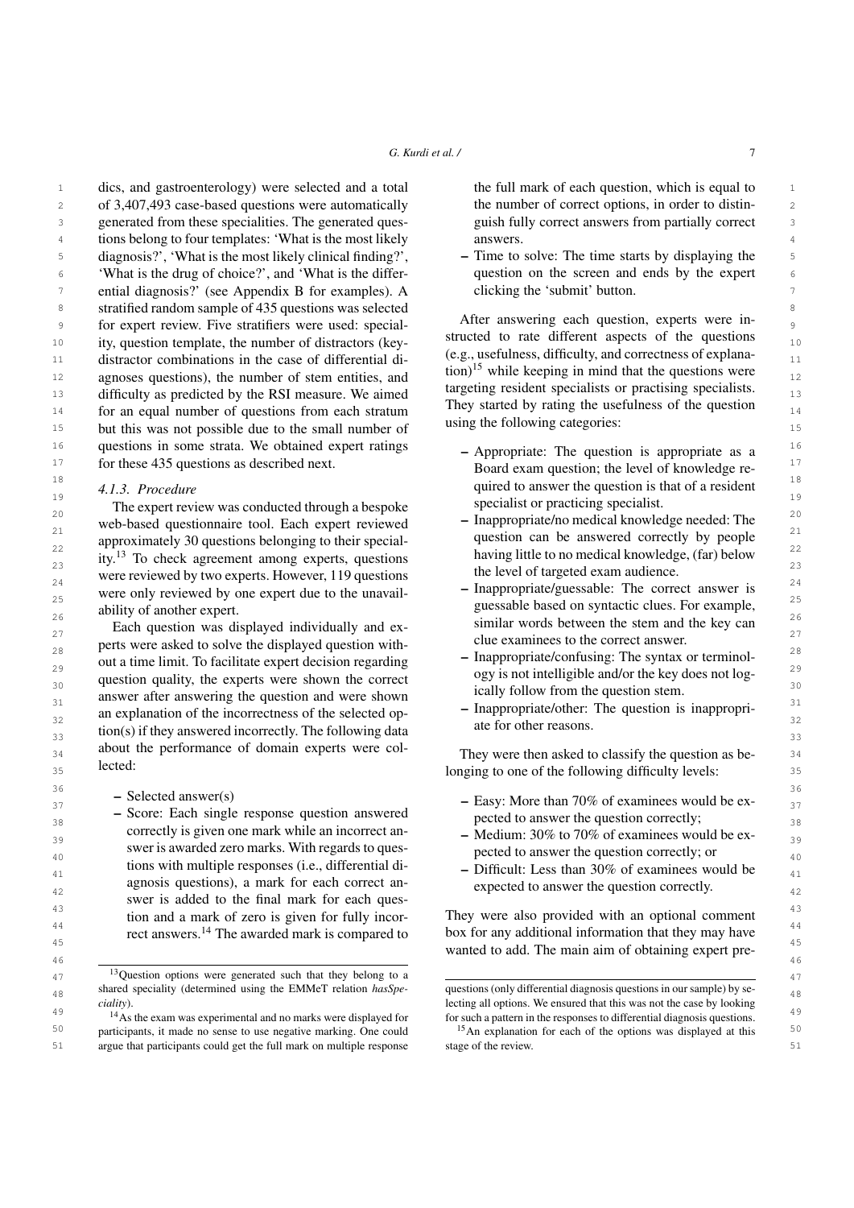dics, and gastroenterology) were selected and a total of 3,407,493 case-based questions were automatically generated from these specialities. The generated questions belong to four templates: 'What is the most likely diagnosis?', 'What is the most likely clinical finding?', 'What is the drug of choice?', and 'What is the differential diagnosis?' (see Appendix B for examples). A stratified random sample of 435 questions was selected for expert review. Five stratifiers were used: speciality, question template, the number of distractors (key-distractor combinations in the case of differential diagnoses questions), the number of stem entities, and difficulty as predicted by the RSI measure. We aimed for an equal number of questions from each stratum but this was not possible due to the small number of questions in some strata. We obtained expert ratings for these 435 questions as described next.

#### 4.1.3. Procedure

The expert review was conducted through a bespoke web-based questionnaire tool. Each expert reviewed approximately 30 questions belonging to their speciality.[13] To check agreement among experts, questions were reviewed by two experts. However, 119 questions were only reviewed by one expert due to the unavailability of another expert.

Each question was displayed individually and experts were asked to solve the displayed question without a time limit. To facilitate expert decision regarding question quality, the experts were shown the correct answer after answering the question and were shown an explanation of the incorrectness of the selected option(s) if they answered incorrectly. The following data about the performance of domain experts were collected:

- Selected answer(s)
- Score: Each single response question answered correctly is given one mark while an incorrect answer is awarded zero marks. With regards to questions with multiple responses (i.e., differential diagnosis questions), a mark for each correct answer is added to the final mark for each question and a mark of zero is given for fully incorrect answers.[14] The awarded mark is compared to the full mark of each question, which is equal to the number of correct options, in order to distinguish fully correct answers from partially correct answers.
- Time to solve: The time starts by displaying the question on the screen and ends by the expert clicking the 'submit' button.

After answering each question, experts were instructed to rate different aspects of the questions (e.g., usefulness, difficulty, and correctness of explanation)[15] while keeping in mind that the questions were targeting resident specialists or practising specialists. They started by rating the usefulness of the question using the following categories:

- Appropriate: The question is appropriate as a Board exam question; the level of knowledge required to answer the question is that of a resident specialist or practicing specialist.
- Inappropriate/no medical knowledge needed: The question can be answered correctly by people having little to no medical knowledge, (far) below the level of targeted exam audience.
- Inappropriate/guessable: The correct answer is guessable based on syntactic clues. For example, similar words between the stem and the key can clue examinees to the correct answer.
- Inappropriate/confusing: The syntax or terminology is not intelligible and/or the key does not logically follow from the question stem.
- Inappropriate/other: The question is inappropriate for other reasons.

They were then asked to classify the question as belonging to one of the following difficulty levels:

- Easy: More than 70% of examinees would be expected to answer the question correctly;
- Medium: 30% to 70% of examinees would be expected to answer the question correctly; or
- Difficult: Less than 30% of examinees would be expected to answer the question correctly.

They were also provided with an optional comment box for any additional information that they may have wanted to add. The main aim of obtaining expert pre-

[13] Question options were generated such that they belong to a shared speciality (determined using the EMMeT relation *hasSpeciality*).

[14] As the exam was experimental and no marks were displayed for participants, it made no sense to use negative marking. One could argue that participants could get the full mark on multiple response questions (only differential diagnosis questions in our sample) by selecting all options. We ensured that this was not the case by looking for such a pattern in the responses to differential diagnosis questions.

[15] An explanation for each of the options was displayed at this stage of the review.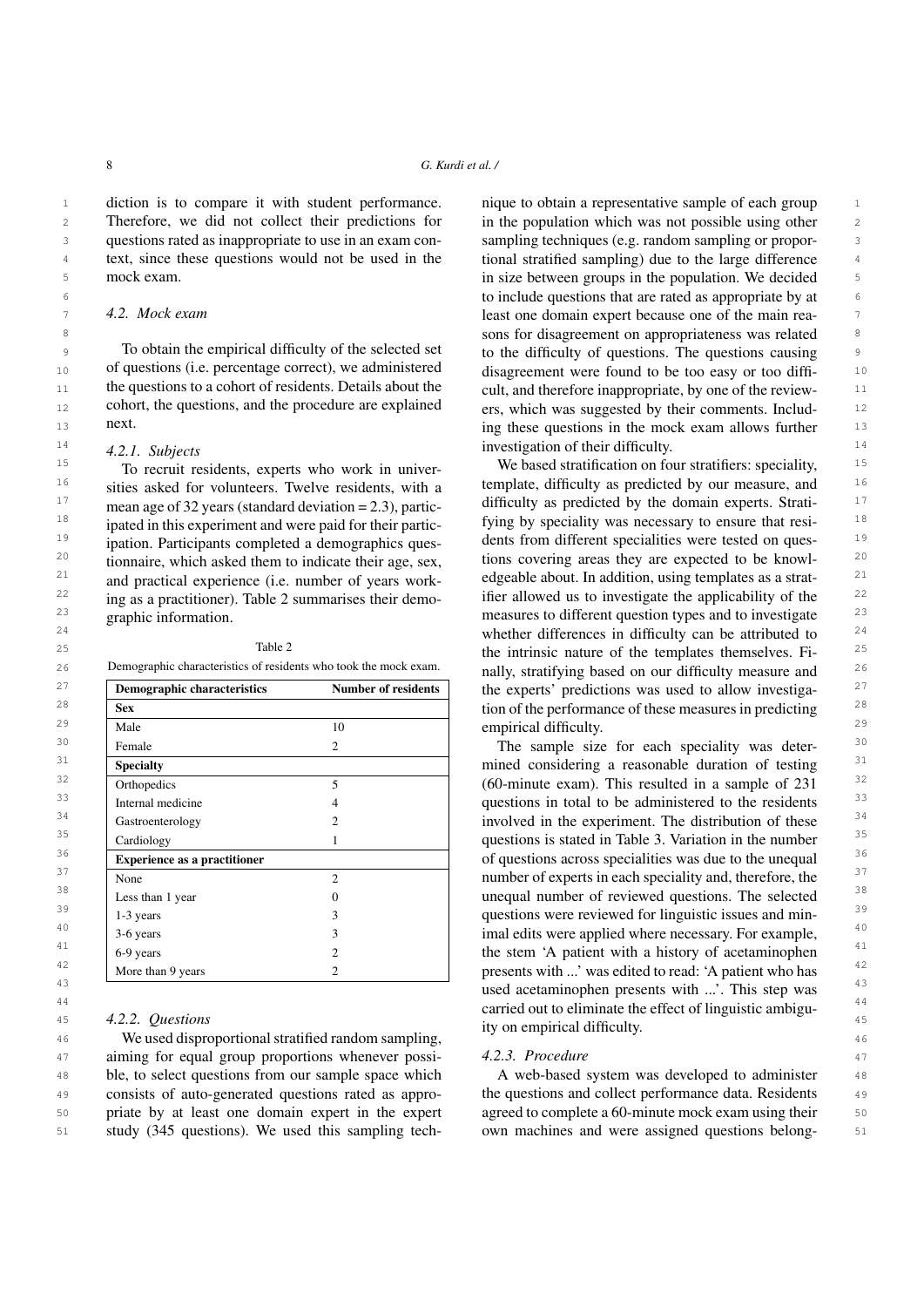diction is to compare it with student performance. Therefore, we did not collect their predictions for questions rated as inappropriate to use in an exam context, since these questions would not be used in the mock exam.

### *4.2. Mock exam*

To obtain the empirical difficulty of the selected set of questions (i.e. percentage correct), we administered the questions to a cohort of residents. Details about the cohort, the questions, and the procedure are explained next.

#### *4.2.1. Subjects*

To recruit residents, experts who work in universities asked for volunteers. Twelve residents, with a mean age of 32 years (standard deviation = 2.3), participated in this experiment and were paid for their participation. Participants completed a demographics questionnaire, which asked them to indicate their age, sex, and practical experience (i.e. number of years working as a practitioner). Table 2 summarises their demographic information.

Table 2

Demographic characteristics of residents who took the mock exam.

| **Demographic characteristics** | **Number of residents** |
|---|---|
| **Sex** | |
| Male | 10 |
| Female | 2 |
| **Specialty** | |
| Orthopedics | 5 |
| Internal medicine | 4 |
| Gastroenterology | 2 |
| Cardiology | 1 |
| **Experience as a practitioner** | |
| None | 2 |
| Less than 1 year | 0 |
| 1-3 years | 3 |
| 3-6 years | 3 |
| 6-9 years | 2 |
| More than 9 years | 2 |

#### *4.2.2. Questions*

We used disproportional stratified random sampling, aiming for equal group proportions whenever possible, to select questions from our sample space which consists of auto-generated questions rated as appropriate by at least one domain expert in the expert study (345 questions). We used this sampling technique to obtain a representative sample of each group in the population which was not possible using other sampling techniques (e.g. random sampling or proportional stratified sampling) due to the large difference in size between groups in the population. We decided to include questions that are rated as appropriate by at least one domain expert because one of the main reasons for disagreement on appropriateness was related to the difficulty of questions. The questions causing disagreement were found to be too easy or too difficult, and therefore inappropriate, by one of the reviewers, which was suggested by their comments. Including these questions in the mock exam allows further investigation of their difficulty.

We based stratification on four stratifiers: speciality, template, difficulty as predicted by our measure, and difficulty as predicted by the domain experts. Stratifying by speciality was necessary to ensure that residents from different specialities were tested on questions covering areas they are expected to be knowledgeable about. In addition, using templates as a stratifier allowed us to investigate the applicability of the measures to different question types and to investigate whether differences in difficulty can be attributed to the intrinsic nature of the templates themselves. Finally, stratifying based on our difficulty measure and the experts' predictions was used to allow investigation of the performance of these measures in predicting empirical difficulty.

The sample size for each speciality was determined considering a reasonable duration of testing (60-minute exam). This resulted in a sample of 231 questions in total to be administered to the residents involved in the experiment. The distribution of these questions is stated in Table 3. Variation in the number of questions across specialities was due to the unequal number of experts in each speciality and, therefore, the unequal number of reviewed questions. The selected questions were reviewed for linguistic issues and minimal edits were applied where necessary. For example, the stem 'A patient with a history of acetaminophen presents with ...' was edited to read: 'A patient who has used acetaminophen presents with ...'. This step was carried out to eliminate the effect of linguistic ambiguity on empirical difficulty.

#### *4.2.3. Procedure*

A web-based system was developed to administer the questions and collect performance data. Residents agreed to complete a 60-minute mock exam using their own machines and were assigned questions belong-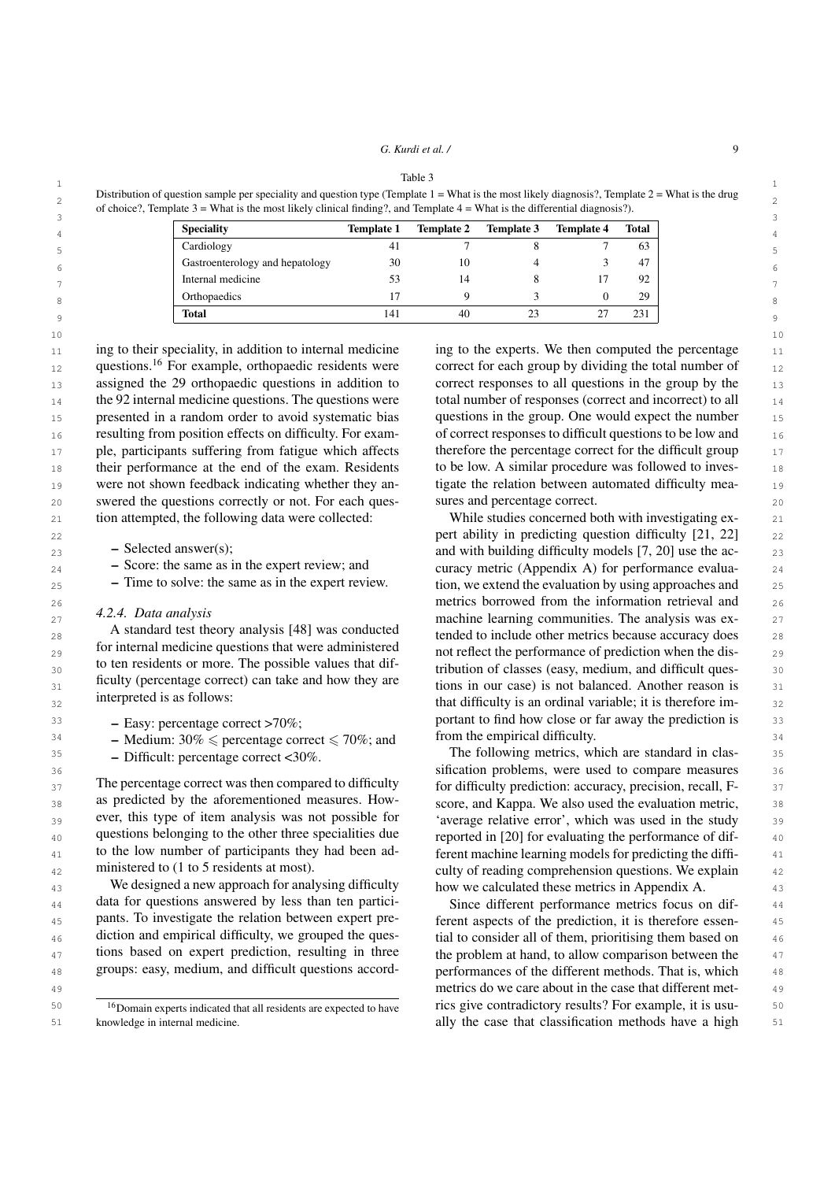Table 3

Distribution of question sample per speciality and question type (Template 1 = What is the most likely diagnosis?, Template 2 = What is the drug of choice?, Template 3 = What is the most likely clinical finding?, and Template 4 = What is the differential diagnosis?).

| Speciality | Template 1 | Template 2 | Template 3 | Template 4 | Total |
|---|---|---|---|---|---|
| Cardiology | 41 | 7 | 8 | 7 | 63 |
| Gastroenterology and hepatology | 30 | 10 | 4 | 3 | 47 |
| Internal medicine | 53 | 14 | 8 | 17 | 92 |
| Orthopaedics | 17 | 9 | 3 | 0 | 29 |
| **Total** | 141 | 40 | 23 | 27 | 231 |

ing to their speciality, in addition to internal medicine questions.[16] For example, orthopaedic residents were assigned the 29 orthopaedic questions in addition to the 92 internal medicine questions. The questions were presented in a random order to avoid systematic bias resulting from position effects on difficulty. For example, participants suffering from fatigue which affects their performance at the end of the exam. Residents were not shown feedback indicating whether they answered the questions correctly or not. For each question attempted, the following data were collected:

- Selected answer(s);
- Score: the same as in the expert review; and
- Time to solve: the same as in the expert review.

*4.2.4. Data analysis*

A standard test theory analysis [48] was conducted for internal medicine questions that were administered to ten residents or more. The possible values that difficulty (percentage correct) can take and how they are interpreted is as follows:

- Easy: percentage correct >70%;
- Medium: 30% $\leqslant$ percentage correct $\leqslant$ 70%; and
- Difficult: percentage correct <30%.

The percentage correct was then compared to difficulty as predicted by the aforementioned measures. However, this type of item analysis was not possible for questions belonging to the other three specialities due to the low number of participants they had been administered to (1 to 5 residents at most).

We designed a new approach for analysing difficulty data for questions answered by less than ten participants. To investigate the relation between expert prediction and empirical difficulty, we grouped the questions based on expert prediction, resulting in three groups: easy, medium, and difficult questions according to the experts. We then computed the percentage correct for each group by dividing the total number of correct responses to all questions in the group by the total number of responses (correct and incorrect) to all questions in the group. One would expect the number of correct responses to difficult questions to be low and therefore the percentage correct for the difficult group to be low. A similar procedure was followed to investigate the relation between automated difficulty measures and percentage correct.

While studies concerned both with investigating expert ability in predicting question difficulty [21, 22] and with building difficulty models [7, 20] use the accuracy metric (Appendix A) for performance evaluation, we extend the evaluation by using approaches and metrics borrowed from the information retrieval and machine learning communities. The analysis was extended to include other metrics because accuracy does not reflect the performance of prediction when the distribution of classes (easy, medium, and difficult questions in our case) is not balanced. Another reason is that difficulty is an ordinal variable; it is therefore important to find how close or far away the prediction is from the empirical difficulty.

The following metrics, which are standard in classification problems, were used to compare measures for difficulty prediction: accuracy, precision, recall, F-score, and Kappa. We also used the evaluation metric, 'average relative error', which was used in the study reported in [20] for evaluating the performance of different machine learning models for predicting the difficulty of reading comprehension questions. We explain how we calculated these metrics in Appendix A.

Since different performance metrics focus on different aspects of the prediction, it is therefore essential to consider all of them, prioritising them based on the problem at hand, to allow comparison between the performances of the different methods. That is, which metrics do we care about in the case that different metrics give contradictory results? For example, it is usually the case that classification methods have a high

[16] Domain experts indicated that all residents are expected to have knowledge in internal medicine.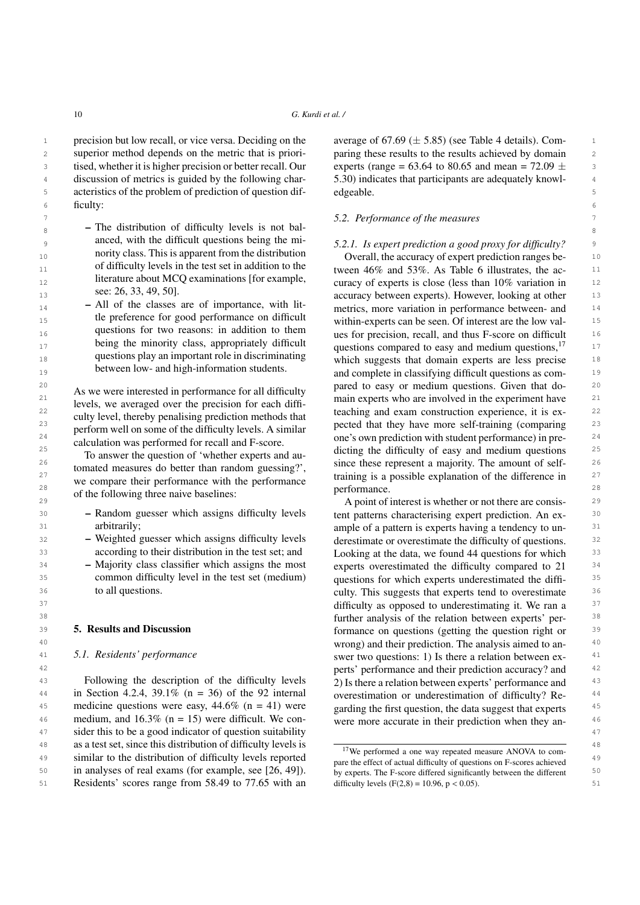precision but low recall, or vice versa. Deciding on the superior method depends on the metric that is prioritised, whether it is higher precision or better recall. Our discussion of metrics is guided by the following characteristics of the problem of prediction of question difficulty:

- The distribution of difficulty levels is not balanced, with the difficult questions being the minority class. This is apparent from the distribution of difficulty levels in the test set in addition to the literature about MCQ examinations [for example, see: 26, 33, 49, 50].
- All of the classes are of importance, with little preference for good performance on difficult questions for two reasons: in addition to them being the minority class, appropriately difficult questions play an important role in discriminating between low- and high-information students.

As we were interested in performance for all difficulty levels, we averaged over the precision for each difficulty level, thereby penalising prediction methods that perform well on some of the difficulty levels. A similar calculation was performed for recall and F-score.

To answer the question of 'whether experts and automated measures do better than random guessing?', we compare their performance with the performance of the following three naive baselines:

- Random guesser which assigns difficulty levels arbitrarily;
- Weighted guesser which assigns difficulty levels according to their distribution in the test set; and
- Majority class classifier which assigns the most common difficulty level in the test set (medium) to all questions.

## 5. Results and Discussion

### 5.1. Residents' performance

Following the description of the difficulty levels in Section 4.2.4, 39.1% (n = 36) of the 92 internal medicine questions were easy, 44.6% (n = 41) were medium, and 16.3% (n = 15) were difficult. We consider this to be a good indicator of question suitability as a test set, since this distribution of difficulty levels is similar to the distribution of difficulty levels reported in analyses of real exams (for example, see [26, 49]). Residents' scores range from 58.49 to 77.65 with an average of 67.69 ($\pm$ 5.85) (see Table 4 details). Comparing these results to the results achieved by domain experts (range = 63.64 to 80.65 and mean = 72.09 $\pm$ 5.30) indicates that participants are adequately knowledgeable.

### 5.2. Performance of the measures

#### 5.2.1. Is expert prediction a good proxy for difficulty?

Overall, the accuracy of expert prediction ranges between 46% and 53%. As Table 6 illustrates, the accuracy of experts is close (less than 10% variation in accuracy between experts). However, looking at other metrics, more variation in performance between- and within-experts can be seen. Of interest are the low values for precision, recall, and thus F-score on difficult questions compared to easy and medium questions,[17] which suggests that domain experts are less precise and complete in classifying difficult questions as compared to easy or medium questions. Given that domain experts who are involved in the experiment have teaching and exam construction experience, it is expected that they have more self-training (comparing one's own prediction with student performance) in predicting the difficulty of easy and medium questions since these represent a majority. The amount of self-training is a possible explanation of the difference in performance.

A point of interest is whether or not there are consistent patterns characterising expert prediction. An example of a pattern is experts having a tendency to underestimate or overestimate the difficulty of questions. Looking at the data, we found 44 questions for which experts overestimated the difficulty compared to 21 questions for which experts underestimated the difficulty. This suggests that experts tend to overestimate difficulty as opposed to underestimating it. We ran a further analysis of the relation between experts' performance on questions (getting the question right or wrong) and their prediction. The analysis aimed to answer two questions: 1) Is there a relation between experts' performance and their prediction accuracy? and 2) Is there a relation between experts' performance and overestimation or underestimation of difficulty? Regarding the first question, the data suggest that experts were more accurate in their prediction when they an-

[17] We performed a one way repeated measure ANOVA to compare the effect of actual difficulty of questions on F-scores achieved by experts. The F-score differed significantly between the different difficulty levels ($F(2,8) = 10.96$, $p < 0.05$).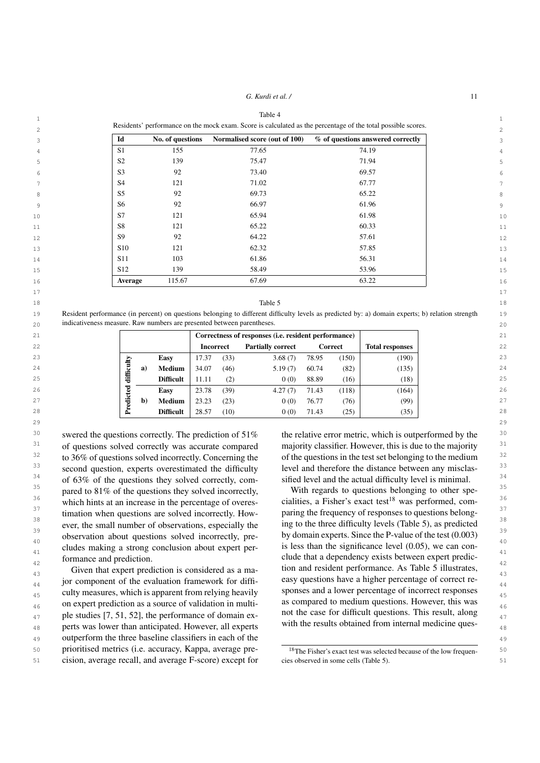Table 4

Residents' performance on the mock exam. Score is calculated as the percentage of the total possible scores.

| Id | No. of questions | Normalised score (out of 100) | % of questions answered correctly |
|---|---|---|---|
| S1 | 155 | 77.65 | 74.19 |
| S2 | 139 | 75.47 | 71.94 |
| S3 | 92 | 73.40 | 69.57 |
| S4 | 121 | 71.02 | 67.77 |
| S5 | 92 | 69.73 | 65.22 |
| S6 | 92 | 66.97 | 61.96 |
| S7 | 121 | 65.94 | 61.98 |
| S8 | 121 | 65.22 | 60.33 |
| S9 | 92 | 64.22 | 57.61 |
| S10 | 121 | 62.32 | 57.85 |
| S11 | 103 | 61.86 | 56.31 |
| S12 | 139 | 58.49 | 53.96 |
| **Average** | 115.67 | 67.69 | 63.22 |

Table 5

Resident performance (in percent) on questions belonging to different difficulty levels as predicted by: a) domain experts; b) relation strength indicativeness measure. Raw numbers are presented between parentheses.

| | | | Correctness of responses (i.e. resident performance) | | | | | |
|---|---|---|---|---|---|---|---|---|
| | | | **Incorrect** | | **Partially correct** | **Correct** | | **Total responses** |
| **Predicted difficulty** | **a)** | **Easy** | 17.37 | (33) | 3.68 (7) | 78.95 | (150) | (190) |
| | | **Medium** | 34.07 | (46) | 5.19 (7) | 60.74 | (82) | (135) |
| | | **Difficult** | 11.11 | (2) | 0 (0) | 88.89 | (16) | (18) |
| | **b)** | **Easy** | 23.78 | (39) | 4.27 (7) | 71.43 | (118) | (164) |
| | | **Medium** | 23.23 | (23) | 0 (0) | 76.77 | (76) | (99) |
| | | **Difficult** | 28.57 | (10) | 0 (0) | 71.43 | (25) | (35) |

swered the questions correctly. The prediction of 51% of questions solved correctly was accurate compared to 36% of questions solved incorrectly. Concerning the second question, experts overestimated the difficulty of 63% of the questions they solved correctly, compared to 81% of the questions they solved incorrectly, which hints at an increase in the percentage of overestimation when questions are solved incorrectly. However, the small number of observations, especially the observation about questions solved incorrectly, precludes making a strong conclusion about expert performance and prediction.

Given that expert prediction is considered as a major component of the evaluation framework for difficulty measures, which is apparent from relying heavily on expert prediction as a source of validation in multiple studies [7, 51, 52], the performance of domain experts was lower than anticipated. However, all experts outperform the three baseline classifiers in each of the prioritised metrics (i.e. accuracy, Kappa, average precision, average recall, and average F-score) except for the relative error metric, which is outperformed by the majority classifier. However, this is due to the majority of the questions in the test set belonging to the medium level and therefore the distance between any misclassified level and the actual difficulty level is minimal.

With regards to questions belonging to other specialities, a Fisher's exact test[18] was performed, comparing the frequency of responses to questions belonging to the three difficulty levels (Table 5), as predicted by domain experts. Since the P-value of the test (0.003) is less than the significance level (0.05), we can conclude that a dependency exists between expert prediction and resident performance. As Table 5 illustrates, easy questions have a higher percentage of correct responses and a lower percentage of incorrect responses as compared to medium questions. However, this was not the case for difficult questions. This result, along with the results obtained from internal medicine ques-

[18] The Fisher's exact test was selected because of the low frequencies observed in some cells (Table 5).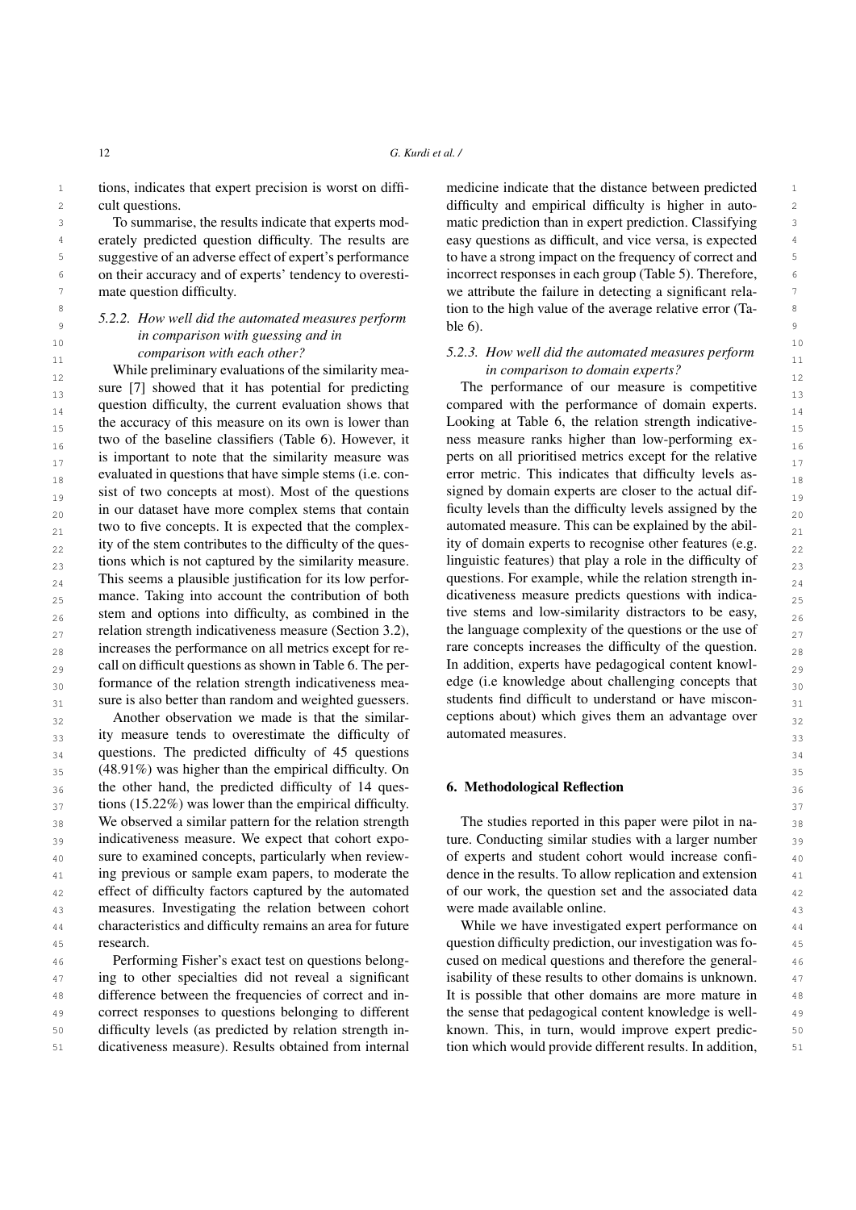tions, indicates that expert precision is worst on difficult questions.

To summarise, the results indicate that experts moderately predicted question difficulty. The results are suggestive of an adverse effect of expert's performance on their accuracy and of experts' tendency to overestimate question difficulty.

#### 5.2.2. How well did the automated measures perform in comparison with guessing and in comparison with each other?

While preliminary evaluations of the similarity measure [7] showed that it has potential for predicting question difficulty, the current evaluation shows that the accuracy of this measure on its own is lower than two of the baseline classifiers (Table 6). However, it is important to note that the similarity measure was evaluated in questions that have simple stems (i.e. consist of two concepts at most). Most of the questions in our dataset have more complex stems that contain two to five concepts. It is expected that the complexity of the stem contributes to the difficulty of the questions which is not captured by the similarity measure. This seems a plausible justification for its low performance. Taking into account the contribution of both stem and options into difficulty, as combined in the relation strength indicativeness measure (Section 3.2), increases the performance on all metrics except for recall on difficult questions as shown in Table 6. The performance of the relation strength indicativeness measure is also better than random and weighted guessers.

Another observation we made is that the similarity measure tends to overestimate the difficulty of questions. The predicted difficulty of 45 questions (48.91%) was higher than the empirical difficulty. On the other hand, the predicted difficulty of 14 questions (15.22%) was lower than the empirical difficulty. We observed a similar pattern for the relation strength indicativeness measure. We expect that cohort exposure to examined concepts, particularly when reviewing previous or sample exam papers, to moderate the effect of difficulty factors captured by the automated measures. Investigating the relation between cohort characteristics and difficulty remains an area for future research.

Performing Fisher's exact test on questions belonging to other specialties did not reveal a significant difference between the frequencies of correct and incorrect responses to questions belonging to different difficulty levels (as predicted by relation strength indicativeness measure). Results obtained from internal medicine indicate that the distance between predicted difficulty and empirical difficulty is higher in automatic prediction than in expert prediction. Classifying easy questions as difficult, and vice versa, is expected to have a strong impact on the frequency of correct and incorrect responses in each group (Table 5). Therefore, we attribute the failure in detecting a significant relation to the high value of the average relative error (Table 6).

#### 5.2.3. How well did the automated measures perform in comparison to domain experts?

The performance of our measure is competitive compared with the performance of domain experts. Looking at Table 6, the relation strength indicativeness measure ranks higher than low-performing experts on all prioritised metrics except for the relative error metric. This indicates that difficulty levels assigned by domain experts are closer to the actual difficulty levels than the difficulty levels assigned by the automated measure. This can be explained by the ability of domain experts to recognise other features (e.g. linguistic features) that play a role in the difficulty of questions. For example, while the relation strength indicativeness measure predicts questions with indicative stems and low-similarity distractors to be easy, the language complexity of the questions or the use of rare concepts increases the difficulty of the question. In addition, experts have pedagogical content knowledge (i.e knowledge about challenging concepts that students find difficult to understand or have misconceptions about) which gives them an advantage over automated measures.

## 6. Methodological Reflection

The studies reported in this paper were pilot in nature. Conducting similar studies with a larger number of experts and student cohort would increase confidence in the results. To allow replication and extension of our work, the question set and the associated data were made available online.

While we have investigated expert performance on question difficulty prediction, our investigation was focused on medical questions and therefore the generalisability of these results to other domains is unknown. It is possible that other domains are more mature in the sense that pedagogical content knowledge is well-known. This, in turn, would improve expert prediction which would provide different results. In addition,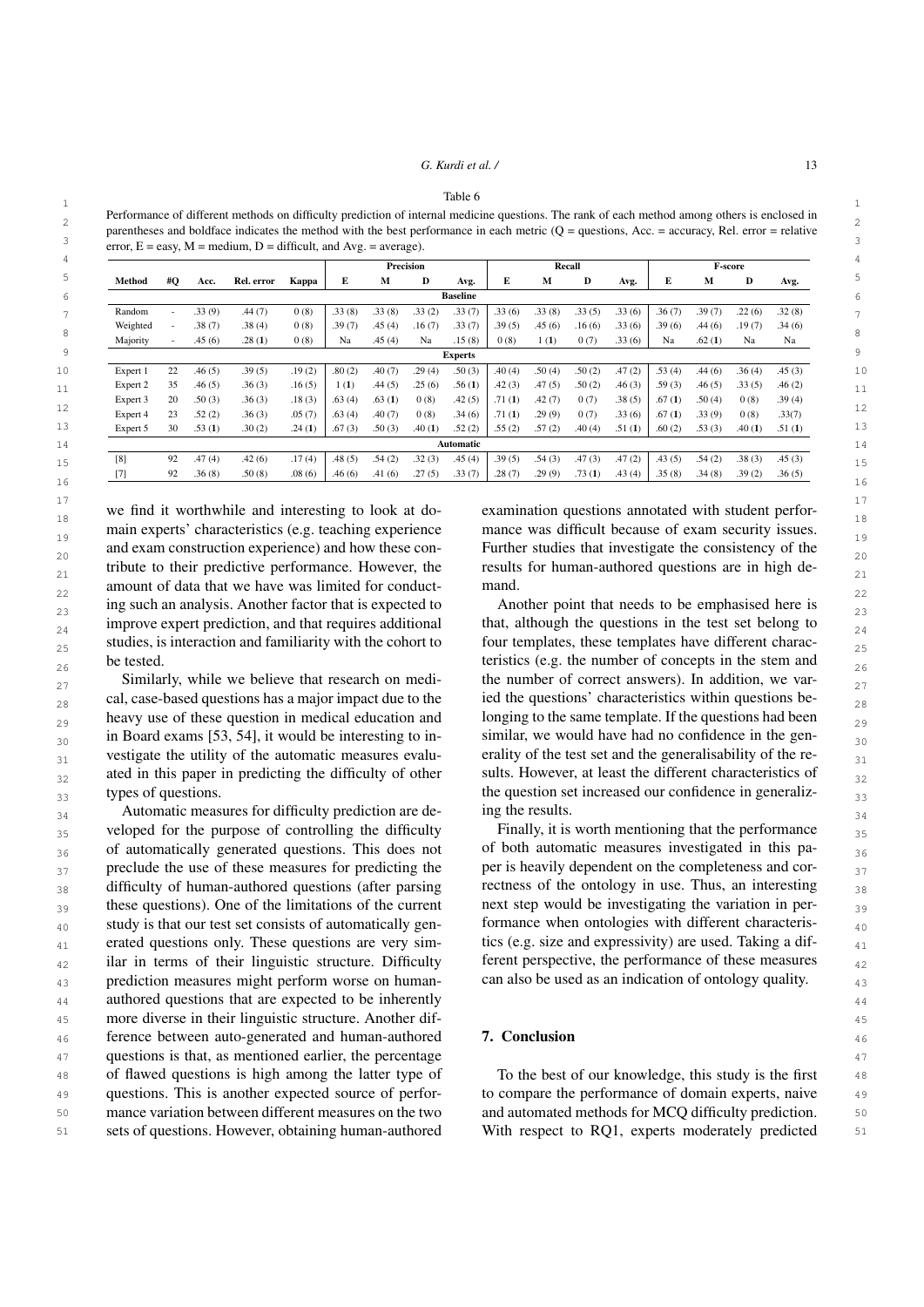Table 6

Performance of different methods on difficulty prediction of internal medicine questions. The rank of each method among others is enclosed in parentheses and boldface indicates the method with the best performance in each metric (Q = questions, Acc. = accuracy, Rel. error = relative error, E = easy, M = medium, D = difficult, and Avg. = average).

| | | | | | Precision | | | | Recall | | | | F-score | | | |
|---|---|---|---|---|---|---|---|---|---|---|---|---|---|---|---|---|
| **Method** | **#Q** | **Acc.** | **Rel. error** | **Kappa** | **E** | **M** | **D** | **Avg.** | **E** | **M** | **D** | **Avg.** | **E** | **M** | **D** | **Avg.** |
| **Baseline** | | | | | | | | | | | | | | | | |
| Random | - | .33 (9) | .44 (7) | 0 (8) | .33 (8) | .33 (8) | .33 (2) | .33 (7) | .33 (6) | .33 (8) | .33 (5) | .33 (6) | .36 (7) | .39 (7) | .22 (6) | .32 (8) |
| Weighted | - | .38 (7) | .38 (4) | 0 (8) | .39 (7) | .45 (4) | .16 (7) | .33 (7) | .39 (5) | .45 (6) | .16 (6) | .33 (6) | .39 (6) | .44 (6) | .19 (7) | .34 (6) |
| Majority | - | .45 (6) | .28 (**1**) | 0 (8) | Na | .45 (4) | Na | .15 (8) | 0 (8) | 1 (**1**) | 0 (7) | .33 (6) | Na | .62 (**1**) | Na | Na |
| **Experts** | | | | | | | | | | | | | | | | |
| Expert 1 | 22 | .46 (5) | .39 (5) | .19 (2) | .80 (2) | .40 (7) | .29 (4) | .50 (3) | .40 (4) | .50 (4) | .50 (2) | .47 (2) | .53 (4) | .44 (6) | .36 (4) | .45 (3) |
| Expert 2 | 35 | .46 (5) | .36 (3) | .16 (5) | 1 (**1**) | .44 (5) | .25 (6) | .56 (**1**) | .42 (3) | .47 (5) | .50 (2) | .46 (3) | .59 (3) | .46 (5) | .33 (5) | .46 (2) |
| Expert 3 | 20 | .50 (3) | .36 (3) | .18 (3) | .63 (4) | .63 (**1**) | 0 (8) | .42 (5) | .71 (**1**) | .42 (7) | 0 (7) | .38 (5) | .67 (**1**) | .50 (4) | 0 (8) | .39 (4) |
| Expert 4 | 23 | .52 (2) | .36 (3) | .05 (7) | .63 (4) | .40 (7) | 0 (8) | .34 (6) | .71 (**1**) | .29 (9) | 0 (7) | .33 (6) | .67 (**1**) | .33 (9) | 0 (8) | .33(7) |
| Expert 5 | 30 | .53 (**1**) | .30 (2) | .24 (**1**) | .67 (3) | .50 (3) | .40 (**1**) | .52 (2) | .55 (2) | .57 (2) | .40 (4) | .51 (**1**) | .60 (2) | .53 (3) | .40 (**1**) | .51 (**1**) |
| **Automatic** | | | | | | | | | | | | | | | | |
| [8] | 92 | .47 (4) | .42 (6) | .17 (4) | .48 (5) | .54 (2) | .32 (3) | .45 (4) | .39 (5) | .54 (3) | .47 (3) | .47 (2) | .43 (5) | .54 (2) | .38 (3) | .45 (3) |
| [7] | 92 | .36 (8) | .50 (8) | .08 (6) | .46 (6) | .41 (6) | .27 (5) | .33 (7) | .28 (7) | .29 (9) | .73 (**1**) | .43 (4) | .35 (8) | .34 (8) | .39 (2) | .36 (5) |

we find it worthwhile and interesting to look at domain experts' characteristics (e.g. teaching experience and exam construction experience) and how these contribute to their predictive performance. However, the amount of data that we have was limited for conducting such an analysis. Another factor that is expected to improve expert prediction, and that requires additional studies, is interaction and familiarity with the cohort to be tested.

Similarly, while we believe that research on medical, case-based questions has a major impact due to the heavy use of these question in medical education and in Board exams [53, 54], it would be interesting to investigate the utility of the automatic measures evaluated in this paper in predicting the difficulty of other types of questions.

Automatic measures for difficulty prediction are developed for the purpose of controlling the difficulty of automatically generated questions. This does not preclude the use of these measures for predicting the difficulty of human-authored questions (after parsing these questions). One of the limitations of the current study is that our test set consists of automatically generated questions only. These questions are very similar in terms of their linguistic structure. Difficulty prediction measures might perform worse on human-authored questions that are expected to be inherently more diverse in their linguistic structure. Another difference between auto-generated and human-authored questions is that, as mentioned earlier, the percentage of flawed questions is high among the latter type of questions. This is another expected source of performance variation between different measures on the two sets of questions. However, obtaining human-authored examination questions annotated with student performance was difficult because of exam security issues. Further studies that investigate the consistency of the results for human-authored questions are in high demand.

Another point that needs to be emphasised here is that, although the questions in the test set belong to four templates, these templates have different characteristics (e.g. the number of concepts in the stem and the number of correct answers). In addition, we varied the questions' characteristics within questions belonging to the same template. If the questions had been similar, we would have had no confidence in the generality of the test set and the generalisability of the results. However, at least the different characteristics of the question set increased our confidence in generalizing the results.

Finally, it is worth mentioning that the performance of both automatic measures investigated in this paper is heavily dependent on the completeness and correctness of the ontology in use. Thus, an interesting next step would be investigating the variation in performance when ontologies with different characteristics (e.g. size and expressivity) are used. Taking a different perspective, the performance of these measures can also be used as an indication of ontology quality.

## 7. Conclusion

To the best of our knowledge, this study is the first to compare the performance of domain experts, naive and automated methods for MCQ difficulty prediction. With respect to RQ1, experts moderately predicted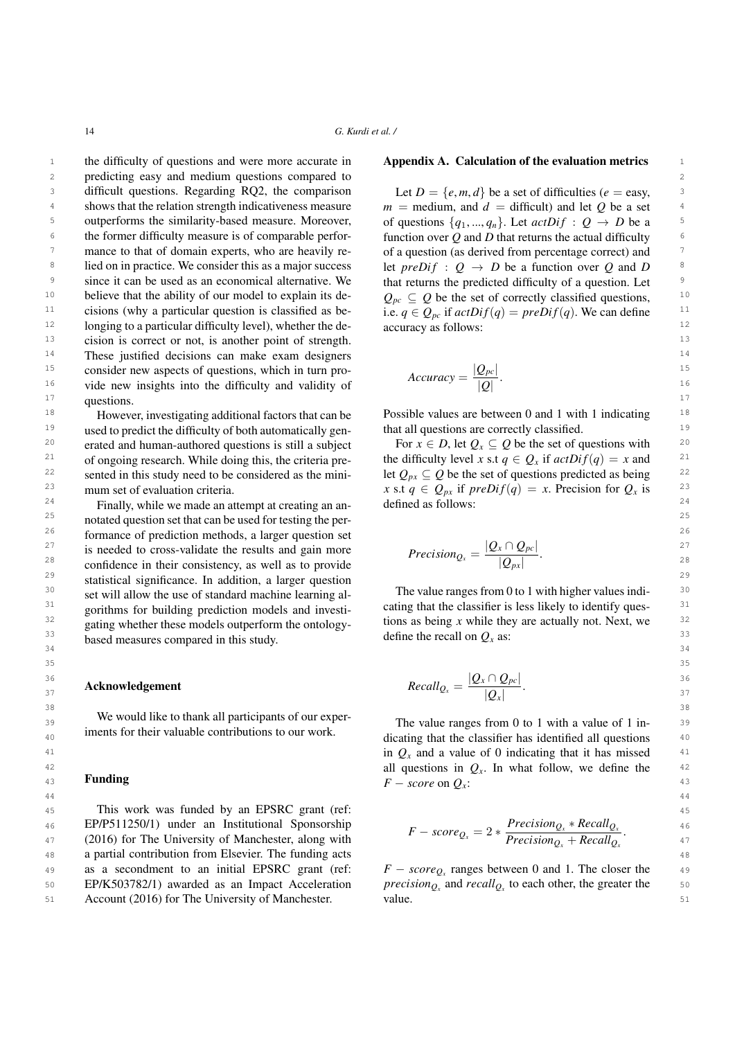the difficulty of questions and were more accurate in predicting easy and medium questions compared to difficult questions. Regarding RQ2, the comparison shows that the relation strength indicativeness measure outperforms the similarity-based measure. Moreover, the former difficulty measure is of comparable performance to that of domain experts, who are heavily relied on in practice. We consider this as a major success since it can be used as an economical alternative. We believe that the ability of our model to explain its decisions (why a particular question is classified as belonging to a particular difficulty level), whether the decision is correct or not, is another point of strength. These justified decisions can make exam designers consider new aspects of questions, which in turn provide new insights into the difficulty and validity of questions.

However, investigating additional factors that can be used to predict the difficulty of both automatically generated and human-authored questions is still a subject of ongoing research. While doing this, the criteria presented in this study need to be considered as the minimum set of evaluation criteria.

Finally, while we made an attempt at creating an annotated question set that can be used for testing the performance of prediction methods, a larger question set is needed to cross-validate the results and gain more confidence in their consistency, as well as to provide statistical significance. In addition, a larger question set will allow the use of standard machine learning algorithms for building prediction models and investigating whether these models outperform the ontology-based measures compared in this study.

## Acknowledgement

We would like to thank all participants of our experiments for their valuable contributions to our work.

## Funding

This work was funded by an EPSRC grant (ref: EP/P511250/1) under an Institutional Sponsorship (2016) for The University of Manchester, along with a partial contribution from Elsevier. The funding acts as a secondment to an initial EPSRC grant (ref: EP/K503782/1) awarded as an Impact Acceleration Account (2016) for The University of Manchester.

## Appendix A. Calculation of the evaluation metrics

Let $D = \{e, m, d\}$ be a set of difficulties ($e$ = easy, $m$ = medium, and $d$ = difficult) and let $Q$ be a set of questions $\{q_1, ..., q_n\}$. Let $actDif : Q \rightarrow D$ be a function over $Q$ and $D$ that returns the actual difficulty of a question (as derived from percentage correct) and let $preDif : Q \rightarrow D$ be a function over $Q$ and $D$ that returns the predicted difficulty of a question. Let $Q_{pc} \subseteq Q$ be the set of correctly classified questions, i.e. $q \in Q_{pc}$ if $actDif(q) = preDif(q)$. We can define accuracy as follows:

$$Accuracy = \frac{|Q_{pc}|}{|Q|}.$$

Possible values are between 0 and 1 with 1 indicating that all questions are correctly classified.

For $x \in D$, let $Q_x \subseteq Q$ be the set of questions with the difficulty level $x$ s.t $q \in Q_x$ if $actDif(q) = x$ and let $Q_{px} \subseteq Q$ be the set of questions predicted as being $x$ s.t $q \in Q_{px}$ if $preDif(q) = x$. Precision for $Q_x$ is defined as follows:

$$Precision_{Q_x} = \frac{|Q_x \cap Q_{pc}|}{|Q_{px}|}.$$

The value ranges from 0 to 1 with higher values indicating that the classifier is less likely to identify questions as being $x$ while they are actually not. Next, we define the recall on $Q_x$ as:

$$Recall_{Q_x} = \frac{|Q_x \cap Q_{pc}|}{|Q_x|}.$$

The value ranges from 0 to 1 with a value of 1 indicating that the classifier has identified all questions in $Q_x$ and a value of 0 indicating that it has missed all questions in $Q_x$. In what follow, we define the $F-score$ on $Q_x$:

$$F-score_{Q_x} = 2 * \frac{Precision_{Q_x} * Recall_{Q_x}}{Precision_{Q_x} + Recall_{Q_x}}.$$

$F-score_{Q_x}$ ranges between 0 and 1. The closer the $precision_{Q_x}$ and $recall_{Q_x}$ to each other, the greater the value.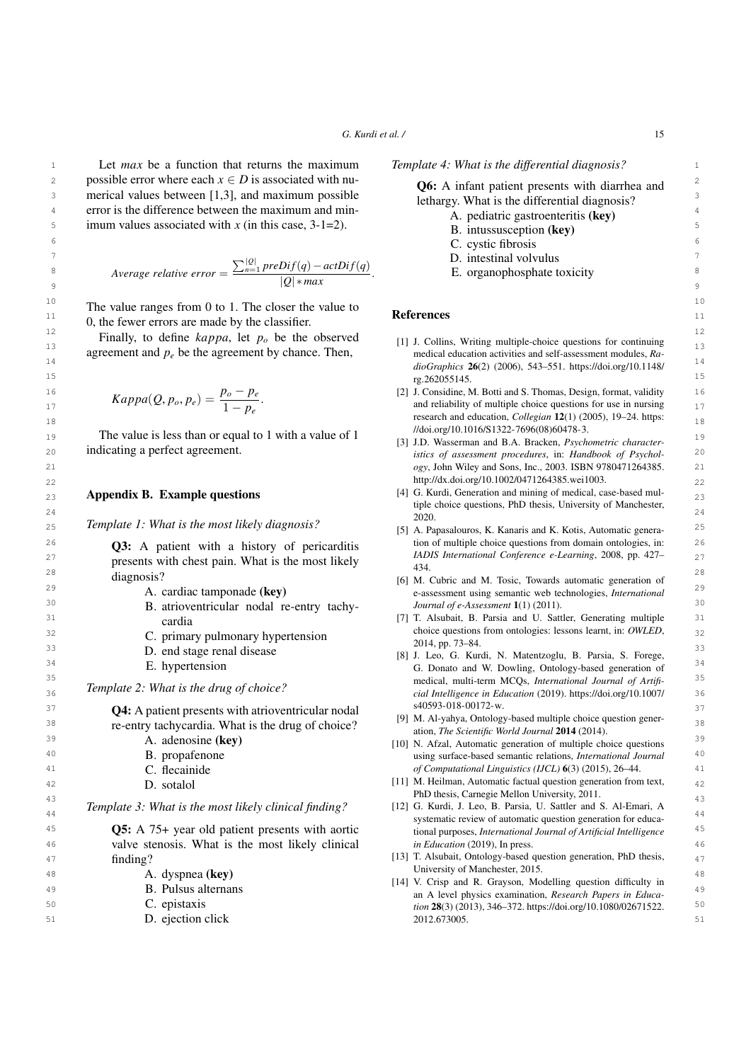Let *max* be a function that returns the maximum possible error where each $x \in D$ is associated with numerical values between [1,3], and maximum possible error is the difference between the maximum and minimum values associated with $x$ (in this case, 3-1=2).

$$Average\ relative\ error = \frac{\sum_{n=1}^{|Q|} preDif(q) - actDif(q)}{|Q| * max}.$$

The value ranges from 0 to 1. The closer the value to 0, the fewer errors are made by the classifier.

Finally, to define *kappa*, let $p_o$ be the observed agreement and $p_e$ be the agreement by chance. Then,

$$Kappa(Q, p_o, p_e) = \frac{p_o - p_e}{1 - p_e}.$$

The value is less than or equal to 1 with a value of 1 indicating a perfect agreement.

## Appendix B. Example questions

*Template 1: What is the most likely diagnosis?*

**Q3:** A patient with a history of pericarditis presents with chest pain. What is the most likely diagnosis?

A. cardiac tamponade **(key)**
B. atrioventricular nodal re-entry tachycardia
C. primary pulmonary hypertension
D. end stage renal disease
E. hypertension

*Template 2: What is the drug of choice?*

**Q4:** A patient presents with atrioventricular nodal re-entry tachycardia. What is the drug of choice?

A. adenosine **(key)**
B. propafenone
C. flecainide
D. sotalol

*Template 3: What is the most likely clinical finding?*

**Q5:** A 75+ year old patient presents with aortic valve stenosis. What is the most likely clinical finding?

A. dyspnea **(key)**
B. Pulsus alternans
C. epistaxis
D. ejection click

*Template 4: What is the differential diagnosis?*

**Q6:** A infant patient presents with diarrhea and lethargy. What is the differential diagnosis?

A. pediatric gastroenteritis **(key)**
B. intussusception **(key)**
C. cystic fibrosis
D. intestinal volvulus
E. organophosphate toxicity

## References

[1] J. Collins, Writing multiple-choice questions for continuing medical education activities and self-assessment modules, *RadioGraphics* **26**(2) (2006), 543–551. https://doi.org/10.1148/rg.262055145.

[2] J. Considine, M. Botti and S. Thomas, Design, format, validity and reliability of multiple choice questions for use in nursing research and education, *Collegian* **12**(1) (2005), 19–24. https://doi.org/10.1016/S1322-7696(08)60478-3.

[3] J.D. Wasserman and B.A. Bracken, *Psychometric characteristics of assessment procedures*, in: *Handbook of Psychology*, John Wiley and Sons, Inc., 2003. ISBN 9780471264385. http://dx.doi.org/10.1002/0471264385.wei1003.

[4] G. Kurdi, Generation and mining of medical, case-based multiple choice questions, PhD thesis, University of Manchester, 2020.

[5] A. Papasalouros, K. Kanaris and K. Kotis, Automatic generation of multiple choice questions from domain ontologies, in: *IADIS International Conference e-Learning*, 2008, pp. 427–434.

[6] M. Cubric and M. Tosic, Towards automatic generation of e-assessment using semantic web technologies, *International Journal of e-Assessment* **1**(1) (2011).

[7] T. Alsubait, B. Parsia and U. Sattler, Generating multiple choice questions from ontologies: lessons learnt, in: *OWLED*, 2014, pp. 73–84.

[8] J. Leo, G. Kurdi, N. Matentzoglu, B. Parsia, S. Forege, G. Donato and W. Dowling, Ontology-based generation of medical, multi-term MCQs, *International Journal of Artificial Intelligence in Education* (2019). https://doi.org/10.1007/s40593-018-00172-w.

[9] M. Al-yahya, Ontology-based multiple choice question generation, *The Scientific World Journal* **2014** (2014).

[10] N. Afzal, Automatic generation of multiple choice questions using surface-based semantic relations, *International Journal of Computational Linguistics (IJCL)* **6**(3) (2015), 26–44.

[11] M. Heilman, Automatic factual question generation from text, PhD thesis, Carnegie Mellon University, 2011.

[12] G. Kurdi, J. Leo, B. Parsia, U. Sattler and S. Al-Emari, A systematic review of automatic question generation for educational purposes, *International Journal of Artificial Intelligence in Education* (2019), In press.

[13] T. Alsubait, Ontology-based question generation, PhD thesis, University of Manchester, 2015.

[14] V. Crisp and R. Grayson, Modelling question difficulty in an A level physics examination, *Research Papers in Education* **28**(3) (2013), 346–372. https://doi.org/10.1080/02671522.2012.673005.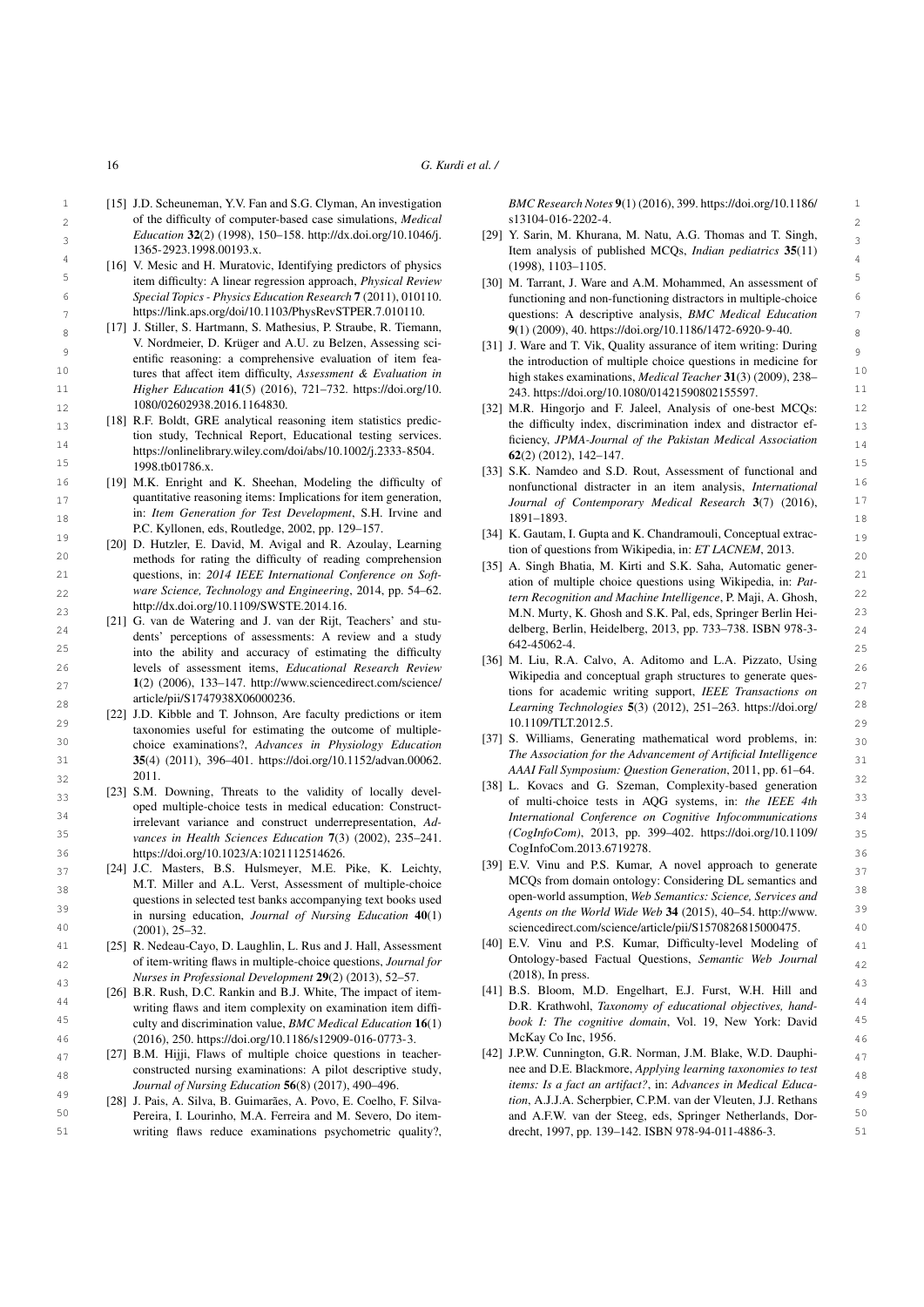[15] J.D. Scheuneman, Y.V. Fan and S.G. Clyman, An investigation of the difficulty of computer-based case simulations, *Medical Education* **32**(2) (1998), 150–158. http://dx.doi.org/10.1046/j.1365-2923.1998.00193.x.

[16] V. Mesic and H. Muratovic, Identifying predictors of physics item difficulty: A linear regression approach, *Physical Review Special Topics - Physics Education Research* **7** (2011), 010110. https://link.aps.org/doi/10.1103/PhysRevSTPER.7.010110.

[17] J. Stiller, S. Hartmann, S. Mathesius, P. Straube, R. Tiemann, V. Nordmeier, D. Krüger and A.U. zu Belzen, Assessing scientific reasoning: a comprehensive evaluation of item features that affect item difficulty, *Assessment & Evaluation in Higher Education* **41**(5) (2016), 721–732. https://doi.org/10.1080/02602938.2016.1164830.

[18] R.F. Boldt, GRE analytical reasoning item statistics prediction study, Technical Report, Educational testing services. https://onlinelibrary.wiley.com/doi/abs/10.1002/j.2333-8504.1998.tb01786.x.

[19] M.K. Enright and K. Sheehan, Modeling the difficulty of quantitative reasoning items: Implications for item generation, in: *Item Generation for Test Development*, S.H. Irvine and P.C. Kyllonen, eds, Routledge, 2002, pp. 129–157.

[20] D. Hutzler, E. David, M. Avigal and R. Azoulay, Learning methods for rating the difficulty of reading comprehension questions, in: *2014 IEEE International Conference on Software Science, Technology and Engineering*, 2014, pp. 54–62. http://dx.doi.org/10.1109/SWSTE.2014.16.

[21] G. van de Watering and J. van der Rijt, Teachers' and students' perceptions of assessments: A review and a study into the ability and accuracy of estimating the difficulty levels of assessment items, *Educational Research Review* **1**(2) (2006), 133–147. http://www.sciencedirect.com/science/article/pii/S1747938X06000236.

[22] J.D. Kibble and T. Johnson, Are faculty predictions or item taxonomies useful for estimating the outcome of multiple-choice examinations?, *Advances in Physiology Education* **35**(4) (2011), 396–401. https://doi.org/10.1152/advan.00062.2011.

[23] S.M. Downing, Threats to the validity of locally developed multiple-choice tests in medical education: Construct-irrelevant variance and construct underrepresentation, *Advances in Health Sciences Education* **7**(3) (2002), 235–241. https://doi.org/10.1023/A:1021112514626.

[24] J.C. Masters, B.S. Hulsmeyer, M.E. Pike, K. Leichty, M.T. Miller and A.L. Verst, Assessment of multiple-choice questions in selected test banks accompanying text books used in nursing education, *Journal of Nursing Education* **40**(1) (2001), 25–32.

[25] R. Nedeau-Cayo, D. Laughlin, L. Rus and J. Hall, Assessment of item-writing flaws in multiple-choice questions, *Journal for Nurses in Professional Development* **29**(2) (2013), 52–57.

[26] B.R. Rush, D.C. Rankin and B.J. White, The impact of item-writing flaws and item complexity on examination item difficulty and discrimination value, *BMC Medical Education* **16**(1) (2016), 250. https://doi.org/10.1186/s12909-016-0773-3.

[27] B.M. Hijji, Flaws of multiple choice questions in teacher-constructed nursing examinations: A pilot descriptive study, *Journal of Nursing Education* **56**(8) (2017), 490–496.

[28] J. Pais, A. Silva, B. Guimarães, A. Povo, E. Coelho, F. Silva-Pereira, I. Lourinho, M.A. Ferreira and M. Severo, Do item-writing flaws reduce examinations psychometric quality?, *BMC Research Notes* **9**(1) (2016), 399. https://doi.org/10.1186/s13104-016-2202-4.

[29] Y. Sarin, M. Khurana, M. Natu, A.G. Thomas and T. Singh, Item analysis of published MCQs, *Indian pediatrics* **35**(11) (1998), 1103–1105.

[30] M. Tarrant, J. Ware and A.M. Mohammed, An assessment of functioning and non-functioning distractors in multiple-choice questions: A descriptive analysis, *BMC Medical Education* **9**(1) (2009), 40. https://doi.org/10.1186/1472-6920-9-40.

[31] J. Ware and T. Vik, Quality assurance of item writing: During the introduction of multiple choice questions in medicine for high stakes examinations, *Medical Teacher* **31**(3) (2009), 238–243. https://doi.org/10.1080/01421590802155597.

[32] M.R. Hingorjo and F. Jaleel, Analysis of one-best MCQs: the difficulty index, discrimination index and distractor efficiency, *JPMA-Journal of the Pakistan Medical Association* **62**(2) (2012), 142–147.

[33] S.K. Namdeo and S.D. Rout, Assessment of functional and nonfunctional distracter in an item analysis, *International Journal of Contemporary Medical Research* **3**(7) (2016), 1891–1893.

[34] K. Gautam, I. Gupta and K. Chandramouli, Conceptual extraction of questions from Wikipedia, in: *ET LACNEM*, 2013.

[35] A. Singh Bhatia, M. Kirti and S.K. Saha, Automatic generation of multiple choice questions using Wikipedia, in: *Pattern Recognition and Machine Intelligence*, P. Maji, A. Ghosh, M.N. Murty, K. Ghosh and S.K. Pal, eds, Springer Berlin Heidelberg, Berlin, Heidelberg, 2013, pp. 733–738. ISBN 978-3-642-45062-4.

[36] M. Liu, R.A. Calvo, A. Aditomo and L.A. Pizzato, Using Wikipedia and conceptual graph structures to generate questions for academic writing support, *IEEE Transactions on Learning Technologies* **5**(3) (2012), 251–263. https://doi.org/10.1109/TLT.2012.5.

[37] S. Williams, Generating mathematical word problems, in: *The Association for the Advancement of Artificial Intelligence AAAI Fall Symposium: Question Generation*, 2011, pp. 61–64.

[38] L. Kovacs and G. Szeman, Complexity-based generation of multi-choice tests in AQG systems, in: *the IEEE 4th International Conference on Cognitive Infocommunications (CogInfoCom)*, 2013, pp. 399–402. https://doi.org/10.1109/CogInfoCom.2013.6719278.

[39] E.V. Vinu and P.S. Kumar, A novel approach to generate MCQs from domain ontology: Considering DL semantics and open-world assumption, *Web Semantics: Science, Services and Agents on the World Wide Web* **34** (2015), 40–54. http://www.sciencedirect.com/science/article/pii/S1570826815000475.

[40] E.V. Vinu and P.S. Kumar, Difficulty-level Modeling of Ontology-based Factual Questions, *Semantic Web Journal* (2018), In press.

[41] B.S. Bloom, M.D. Engelhart, E.J. Furst, W.H. Hill and D.R. Krathwohl, *Taxonomy of educational objectives, handbook I: The cognitive domain*, Vol. 19, New York: David McKay Co Inc, 1956.

[42] J.P.W. Cunnington, G.R. Norman, J.M. Blake, W.D. Dauphinee and D.E. Blackmore, *Applying learning taxonomies to test items: Is a fact an artifact?*, in: *Advances in Medical Education*, A.J.J.A. Scherpbier, C.P.M. van der Vleuten, J.J. Rethans and A.F.W. van der Steeg, eds, Springer Netherlands, Dordrecht, 1997, pp. 139–142. ISBN 978-94-011-4886-3.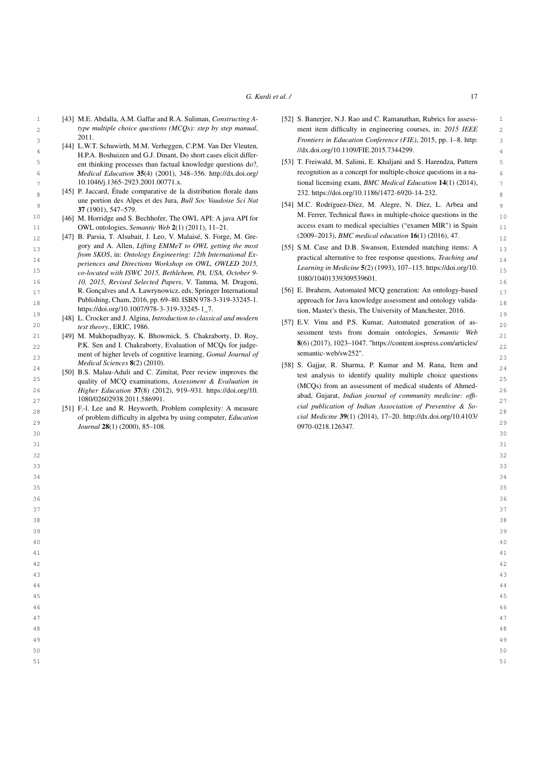[43] M.E. Abdalla, A.M. Gaffar and R.A. Suliman, *Constructing A-type multiple choice questions (MCQs): step by step manual*, 2011.

[44] L.W.T. Schuwirth, M.M. Verheggen, C.P.M. Van Der Vleuten, H.P.A. Boshuizen and G.J. Dinant, Do short cases elicit different thinking processes than factual knowledge questions do?, *Medical Education* **35**(4) (2001), 348–356. http://dx.doi.org/10.1046/j.1365-2923.2001.00771.x.

[45] P. Jaccard, Étude comparative de la distribution florale dans une portion des Alpes et des Jura, *Bull Soc Vaudoise Sci Nat* **37** (1901), 547–579.

[46] M. Horridge and S. Bechhofer, The OWL API: A java API for OWL ontologies, *Semantic Web* **2**(1) (2011), 11–21.

[47] B. Parsia, T. Alsubait, J. Leo, V. Malaisé, S. Forge, M. Gregory and A. Allen, *Lifting EMMeT to OWL getting the most from SKOS*, in: *Ontology Engineering: 12th International Experiences and Directions Workshop on OWL, OWLED 2015, co-located with ISWC 2015, Bethlehem, PA, USA, October 9-10, 2015, Revised Selected Papers*, V. Tamma, M. Dragoni, R. Gonçalves and A. Ławrynowicz, eds, Springer International Publishing, Cham, 2016, pp. 69–80. ISBN 978-3-319-33245-1. https://doi.org/10.1007/978-3-319-33245-1_7.

[48] L. Crocker and J. Algina, *Introduction to classical and modern test theory.*, ERIC, 1986.

[49] M. Mukhopadhyay, K. Bhowmick, S. Chakraborty, D. Roy, P.K. Sen and I. Chakraborty, Evaluation of MCQs for judgement of higher levels of cognitive learning, *Gomal Journal of Medical Sciences* **8**(2) (2010).

[50] B.S. Malau-Aduli and C. Zimitat, Peer review improves the quality of MCQ examinations, *Assessment & Evaluation in Higher Education* **37**(8) (2012), 919–931. https://doi.org/10.1080/02602938.2011.586991.

[51] F.-l. Lee and R. Heyworth, Problem complexity: A measure of problem difficulty in algebra by using computer, *Education Journal* **28**(1) (2000), 85–108.

[52] S. Banerjee, N.J. Rao and C. Ramanathan, Rubrics for assessment item difficulty in engineering courses, in: *2015 IEEE Frontiers in Education Conference (FIE)*, 2015, pp. 1–8. http://dx.doi.org/10.1109/FIE.2015.7344299.

[53] T. Freiwald, M. Salimi, E. Khaljani and S. Harendza, Pattern recognition as a concept for multiple-choice questions in a national licensing exam, *BMC Medical Education* **14**(1) (2014), 232. https://doi.org/10.1186/1472-6920-14-232.

[54] M.C. Rodríguez-Díez, M. Alegre, N. Díez, L. Arbea and M. Ferrer, Technical flaws in multiple-choice questions in the access exam to medical specialties ("examen MIR") in Spain (2009–2013), *BMC medical education* **16**(1) (2016), 47.

[55] S.M. Case and D.B. Swanson, Extended matching items: A practical alternative to free response questions, *Teaching and Learning in Medicine* **5**(2) (1993), 107–115. https://doi.org/10.1080/10401339309539601.

[56] E. Ibrahem, Automated MCQ generation: An ontology-based approach for Java knowledge assessment and ontology validation, Master's thesis, The University of Manchester, 2016.

[57] E.V. Vinu and P.S. Kumar, Automated generation of assessment tests from domain ontologies, *Semantic Web* **8**(6) (2017), 1023–1047. "https://content.iospress.com/articles/semantic-web/sw252".

[58] S. Gajjar, R. Sharma, P. Kumar and M. Rana, Item and test analysis to identify quality multiple choice questions (MCQs) from an assessment of medical students of Ahmedabad, Gujarat, *Indian journal of community medicine: official publication of Indian Association of Preventive & Social Medicine* **39**(1) (2014), 17–20. http://dx.doi.org/10.4103/0970-0218.126347.